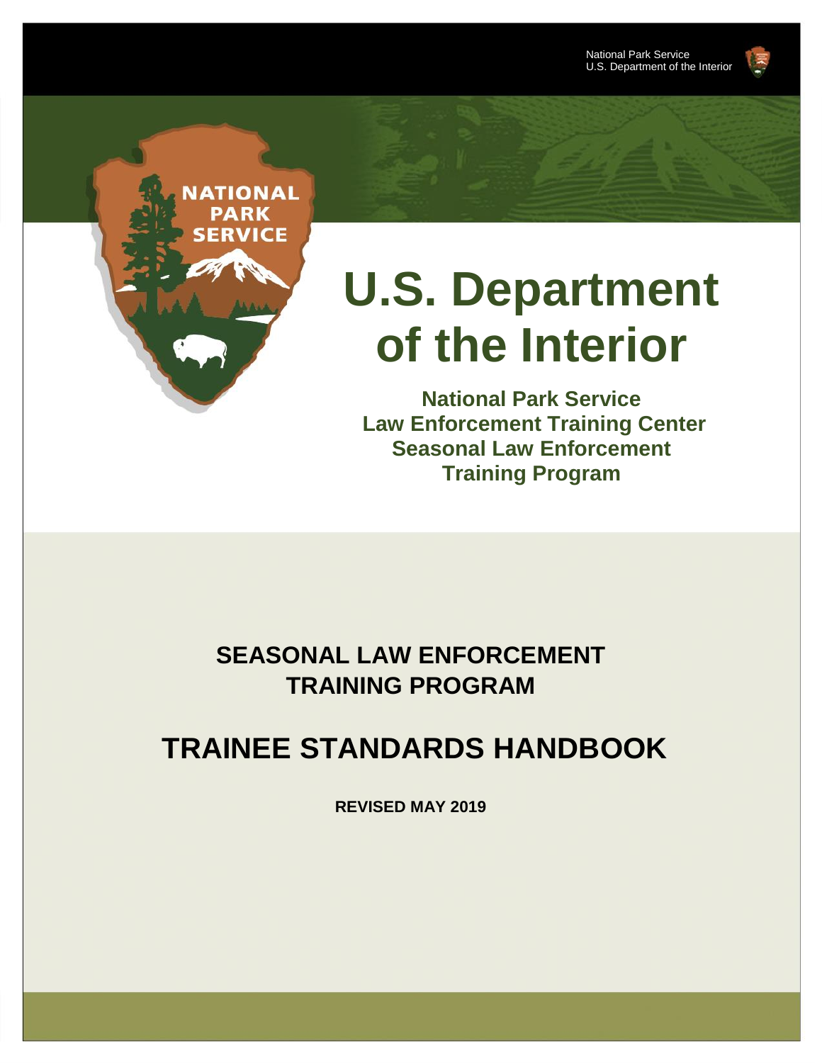National Park Service
U.S. Department of the Interior

NATIONAL PARK SERVICE

# U.S. Department of the Interior

**National Park Service**
**Law Enforcement Training Center**
**Seasonal Law Enforcement Training Program**

## SEASONAL LAW ENFORCEMENT TRAINING PROGRAM

# TRAINEE STANDARDS HANDBOOK

**REVISED MAY 2019**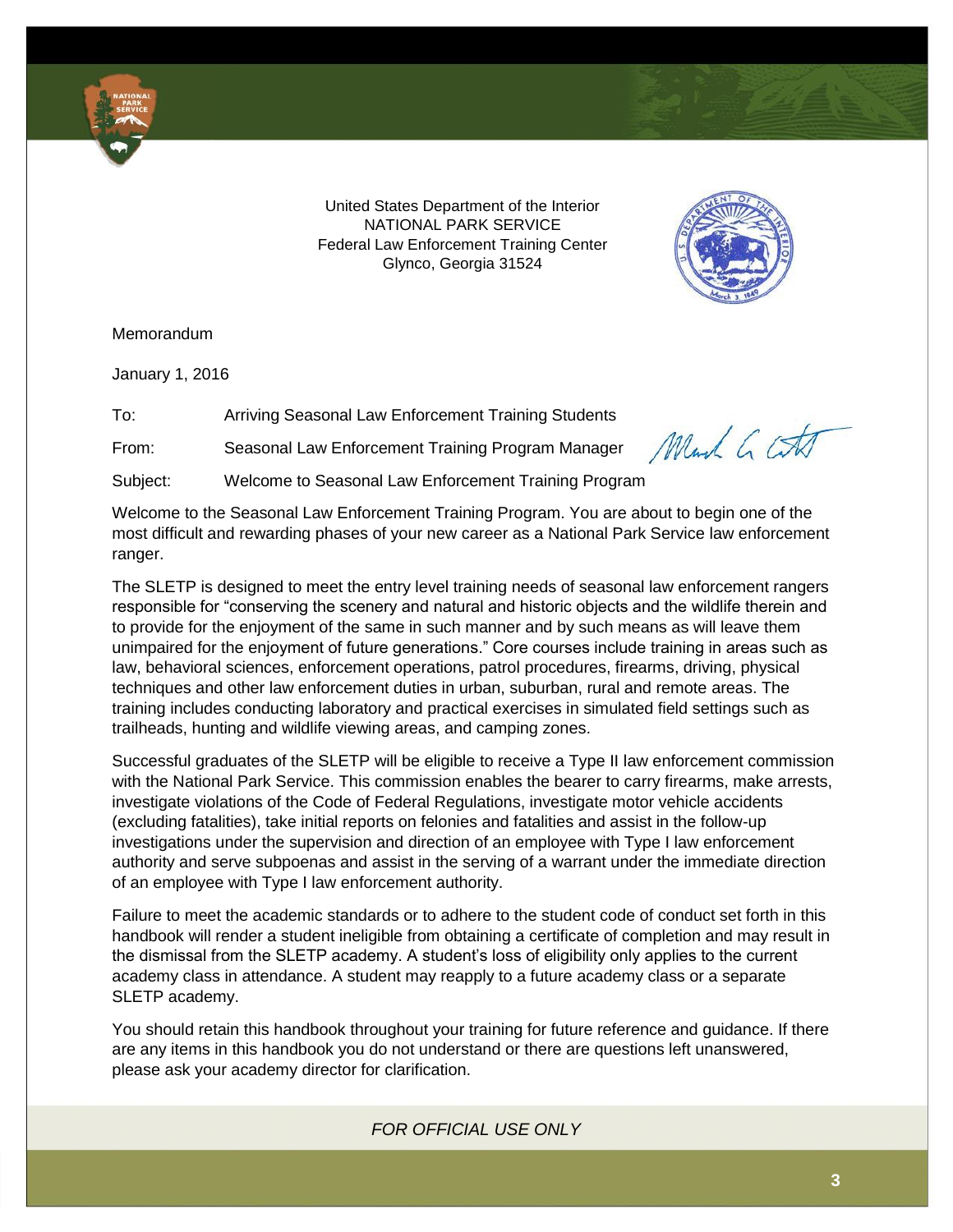United States Department of the Interior
NATIONAL PARK SERVICE
Federal Law Enforcement Training Center
Glynco, Georgia 31524

Memorandum

January 1, 2016

To: Arriving Seasonal Law Enforcement Training Students

From: Seasonal Law Enforcement Training Program Manager

Subject: Welcome to Seasonal Law Enforcement Training Program

Welcome to the Seasonal Law Enforcement Training Program. You are about to begin one of the most difficult and rewarding phases of your new career as a National Park Service law enforcement ranger.

The SLETP is designed to meet the entry level training needs of seasonal law enforcement rangers responsible for "conserving the scenery and natural and historic objects and the wildlife therein and to provide for the enjoyment of the same in such manner and by such means as will leave them unimpaired for the enjoyment of future generations." Core courses include training in areas such as law, behavioral sciences, enforcement operations, patrol procedures, firearms, driving, physical techniques and other law enforcement duties in urban, suburban, rural and remote areas. The training includes conducting laboratory and practical exercises in simulated field settings such as trailheads, hunting and wildlife viewing areas, and camping zones.

Successful graduates of the SLETP will be eligible to receive a Type II law enforcement commission with the National Park Service. This commission enables the bearer to carry firearms, make arrests, investigate violations of the Code of Federal Regulations, investigate motor vehicle accidents (excluding fatalities), take initial reports on felonies and fatalities and assist in the follow-up investigations under the supervision and direction of an employee with Type I law enforcement authority and serve subpoenas and assist in the serving of a warrant under the immediate direction of an employee with Type I law enforcement authority.

Failure to meet the academic standards or to adhere to the student code of conduct set forth in this handbook will render a student ineligible from obtaining a certificate of completion and may result in the dismissal from the SLETP academy. A student's loss of eligibility only applies to the current academy class in attendance. A student may reapply to a future academy class or a separate SLETP academy.

You should retain this handbook throughout your training for future reference and guidance. If there are any items in this handbook you do not understand or there are questions left unanswered, please ask your academy director for clarification.

*FOR OFFICIAL USE ONLY*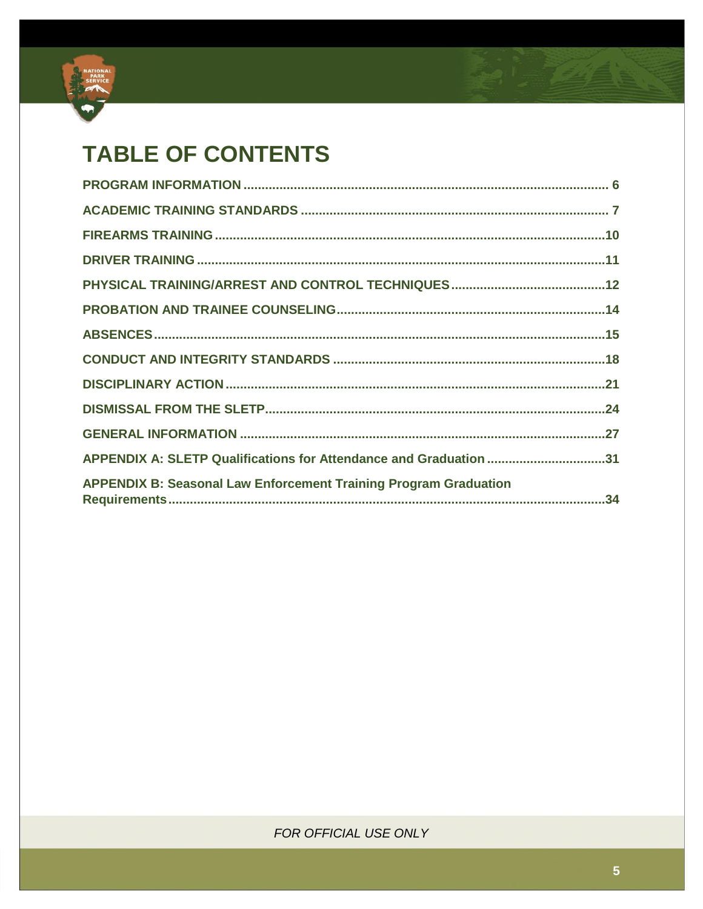# TABLE OF CONTENTS

PROGRAM INFORMATION ........................................................................................................ 6

ACADEMIC TRAINING STANDARDS ........................................................................................ 7

FIREARMS TRAINING ............................................................................................................10

DRIVER TRAINING .................................................................................................................11

PHYSICAL TRAINING/ARREST AND CONTROL TECHNIQUES ...........................................12

PROBATION AND TRAINEE COUNSELING...........................................................................14

ABSENCES..............................................................................................................................15

CONDUCT AND INTEGRITY STANDARDS ...........................................................................18

DISCIPLINARY ACTION ..........................................................................................................21

DISMISSAL FROM THE SLETP...............................................................................................24

GENERAL INFORMATION ......................................................................................................27

APPENDIX A: SLETP Qualifications for Attendance and Graduation .................................31

APPENDIX B: Seasonal Law Enforcement Training Program Graduation Requirements.........................................................................................................................34

*FOR OFFICIAL USE ONLY*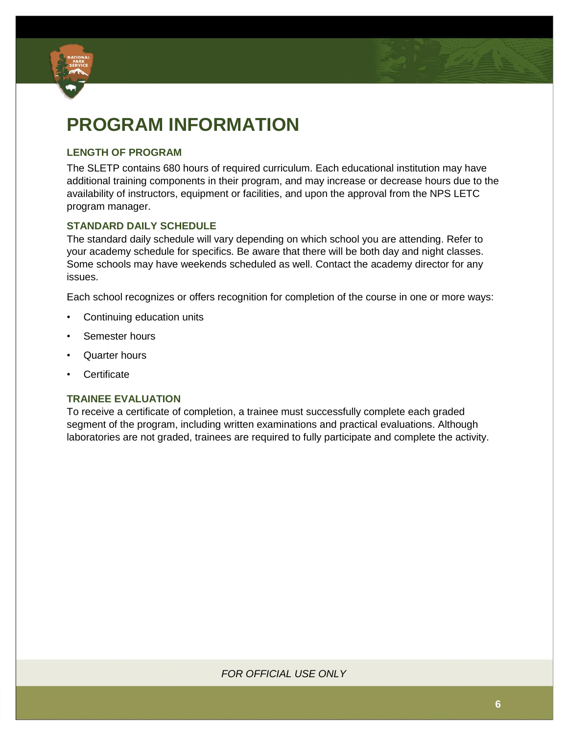# PROGRAM INFORMATION

### LENGTH OF PROGRAM

The SLETP contains 680 hours of required curriculum. Each educational institution may have additional training components in their program, and may increase or decrease hours due to the availability of instructors, equipment or facilities, and upon the approval from the NPS LETC program manager.

### STANDARD DAILY SCHEDULE

The standard daily schedule will vary depending on which school you are attending. Refer to your academy schedule for specifics. Be aware that there will be both day and night classes. Some schools may have weekends scheduled as well. Contact the academy director for any issues.

Each school recognizes or offers recognition for completion of the course in one or more ways:

- Continuing education units
- Semester hours
- Quarter hours
- Certificate

### TRAINEE EVALUATION

To receive a certificate of completion, a trainee must successfully complete each graded segment of the program, including written examinations and practical evaluations. Although laboratories are not graded, trainees are required to fully participate and complete the activity.

*FOR OFFICIAL USE ONLY*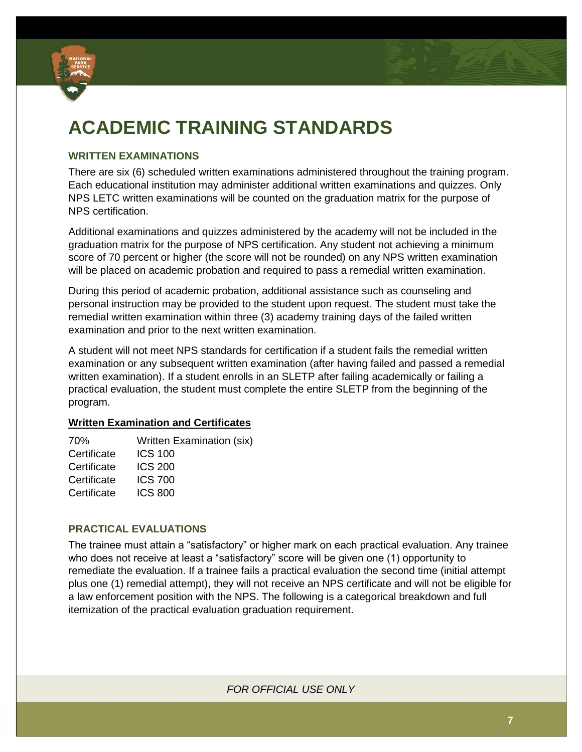# ACADEMIC TRAINING STANDARDS

## WRITTEN EXAMINATIONS

There are six (6) scheduled written examinations administered throughout the training program. Each educational institution may administer additional written examinations and quizzes. Only NPS LETC written examinations will be counted on the graduation matrix for the purpose of NPS certification.

Additional examinations and quizzes administered by the academy will not be included in the graduation matrix for the purpose of NPS certification. Any student not achieving a minimum score of 70 percent or higher (the score will not be rounded) on any NPS written examination will be placed on academic probation and required to pass a remedial written examination.

During this period of academic probation, additional assistance such as counseling and personal instruction may be provided to the student upon request. The student must take the remedial written examination within three (3) academy training days of the failed written examination and prior to the next written examination.

A student will not meet NPS standards for certification if a student fails the remedial written examination or any subsequent written examination (after having failed and passed a remedial written examination). If a student enrolls in an SLETP after failing academically or failing a practical evaluation, the student must complete the entire SLETP from the beginning of the program.

**Written Examination and Certificates**

| | |
|---|---|
| 70% | Written Examination (six) |
| Certificate | ICS 100 |
| Certificate | ICS 200 |
| Certificate | ICS 700 |
| Certificate | ICS 800 |

## PRACTICAL EVALUATIONS

The trainee must attain a "satisfactory" or higher mark on each practical evaluation. Any trainee who does not receive at least a "satisfactory" score will be given one (1) opportunity to remediate the evaluation. If a trainee fails a practical evaluation the second time (initial attempt plus one (1) remedial attempt), they will not receive an NPS certificate and will not be eligible for a law enforcement position with the NPS. The following is a categorical breakdown and full itemization of the practical evaluation graduation requirement.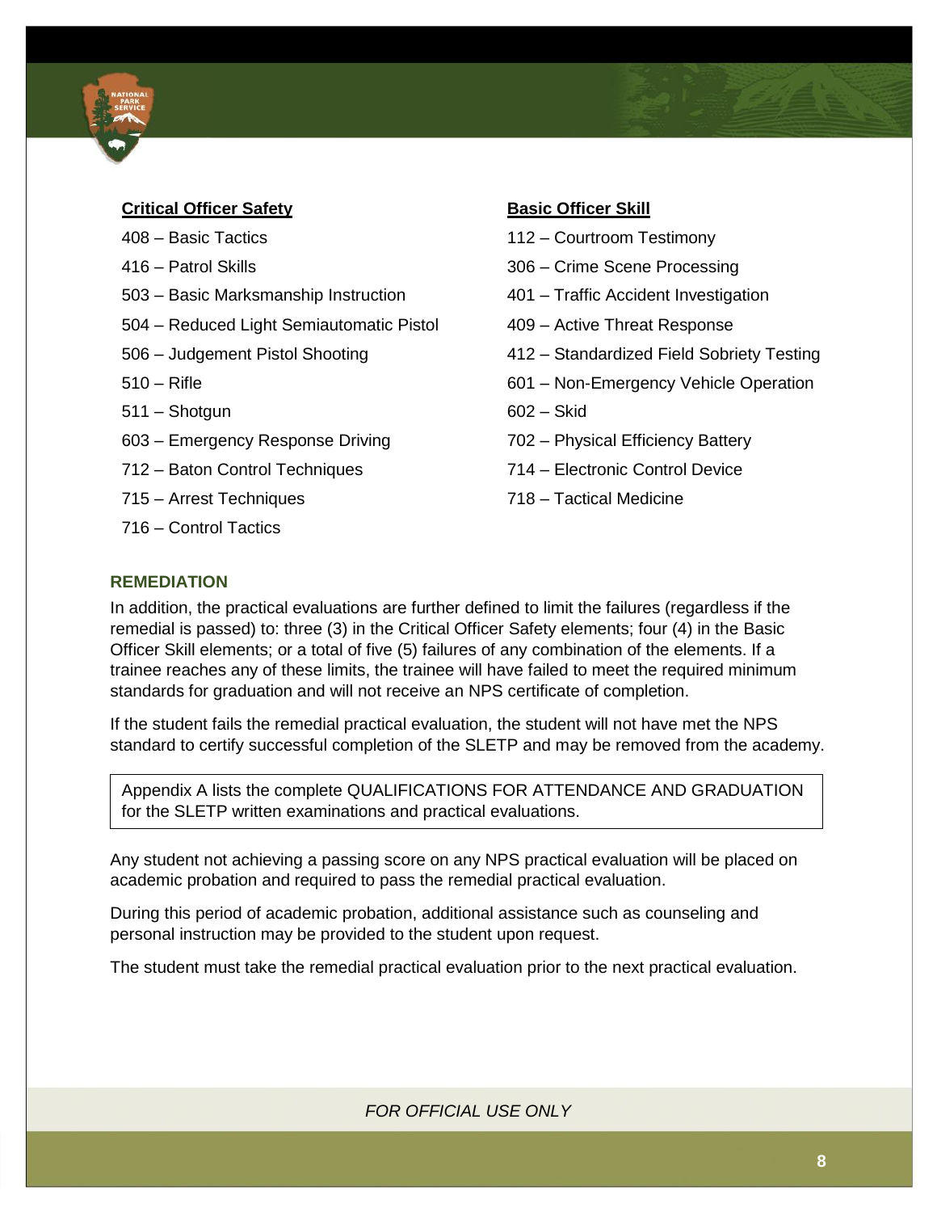**Critical Officer Safety**

408 – Basic Tactics

416 – Patrol Skills

503 – Basic Marksmanship Instruction

504 – Reduced Light Semiautomatic Pistol

506 – Judgement Pistol Shooting

510 – Rifle

511 – Shotgun

603 – Emergency Response Driving

712 – Baton Control Techniques

715 – Arrest Techniques

716 – Control Tactics

**Basic Officer Skill**

112 – Courtroom Testimony

306 – Crime Scene Processing

401 – Traffic Accident Investigation

409 – Active Threat Response

412 – Standardized Field Sobriety Testing

601 – Non-Emergency Vehicle Operation

602 – Skid

702 – Physical Efficiency Battery

714 – Electronic Control Device

718 – Tactical Medicine

## REMEDIATION

In addition, the practical evaluations are further defined to limit the failures (regardless if the remedial is passed) to: three (3) in the Critical Officer Safety elements; four (4) in the Basic Officer Skill elements; or a total of five (5) failures of any combination of the elements. If a trainee reaches any of these limits, the trainee will have failed to meet the required minimum standards for graduation and will not receive an NPS certificate of completion.

If the student fails the remedial practical evaluation, the student will not have met the NPS standard to certify successful completion of the SLETP and may be removed from the academy.

> Appendix A lists the complete QUALIFICATIONS FOR ATTENDANCE AND GRADUATION for the SLETP written examinations and practical evaluations.

Any student not achieving a passing score on any NPS practical evaluation will be placed on academic probation and required to pass the remedial practical evaluation.

During this period of academic probation, additional assistance such as counseling and personal instruction may be provided to the student upon request.

The student must take the remedial practical evaluation prior to the next practical evaluation.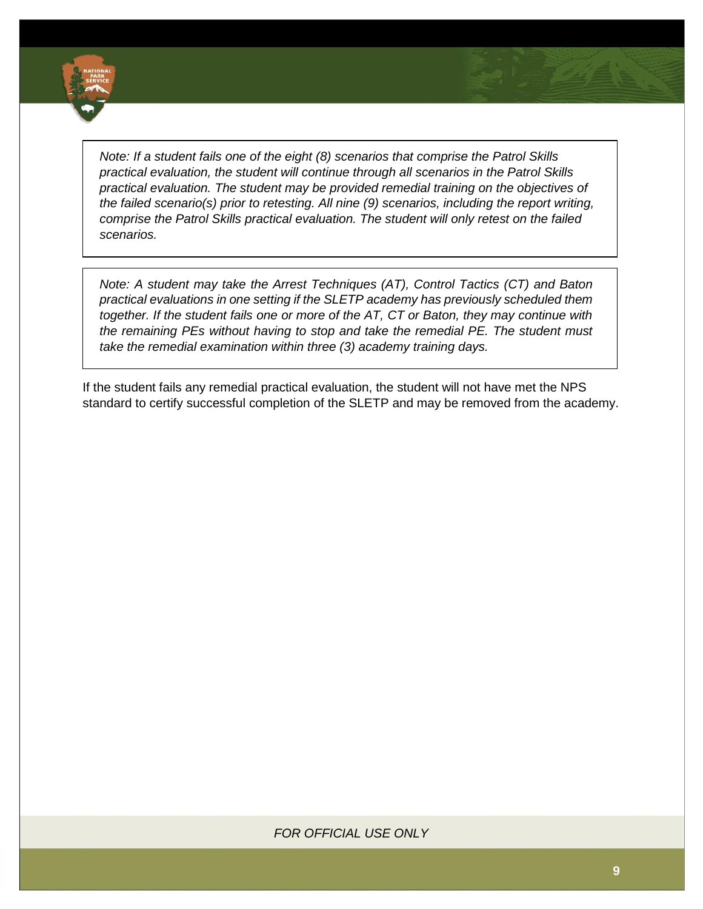*Note: If a student fails one of the eight (8) scenarios that comprise the Patrol Skills practical evaluation, the student will continue through all scenarios in the Patrol Skills practical evaluation. The student may be provided remedial training on the objectives of the failed scenario(s) prior to retesting. All nine (9) scenarios, including the report writing, comprise the Patrol Skills practical evaluation. The student will only retest on the failed scenarios.*

*Note: A student may take the Arrest Techniques (AT), Control Tactics (CT) and Baton practical evaluations in one setting if the SLETP academy has previously scheduled them together. If the student fails one or more of the AT, CT or Baton, they may continue with the remaining PEs without having to stop and take the remedial PE. The student must take the remedial examination within three (3) academy training days.*

If the student fails any remedial practical evaluation, the student will not have met the NPS standard to certify successful completion of the SLETP and may be removed from the academy.

*FOR OFFICIAL USE ONLY*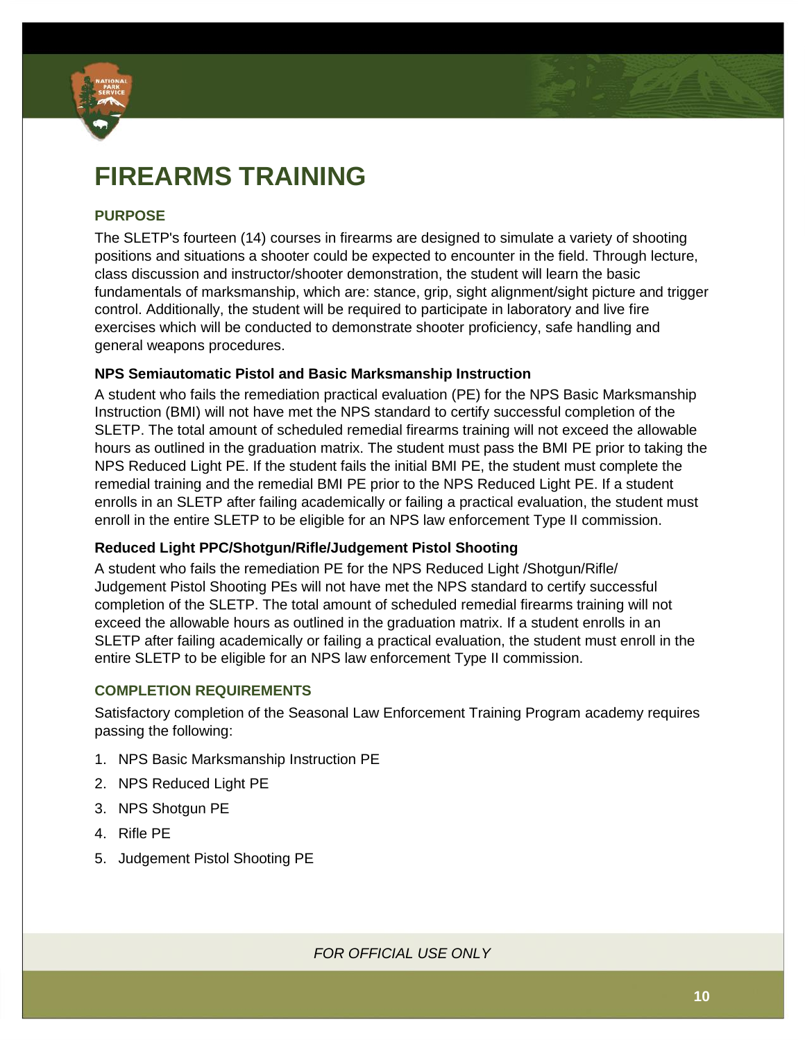# FIREARMS TRAINING

## PURPOSE

The SLETP's fourteen (14) courses in firearms are designed to simulate a variety of shooting positions and situations a shooter could be expected to encounter in the field. Through lecture, class discussion and instructor/shooter demonstration, the student will learn the basic fundamentals of marksmanship, which are: stance, grip, sight alignment/sight picture and trigger control. Additionally, the student will be required to participate in laboratory and live fire exercises which will be conducted to demonstrate shooter proficiency, safe handling and general weapons procedures.

### NPS Semiautomatic Pistol and Basic Marksmanship Instruction

A student who fails the remediation practical evaluation (PE) for the NPS Basic Marksmanship Instruction (BMI) will not have met the NPS standard to certify successful completion of the SLETP. The total amount of scheduled remedial firearms training will not exceed the allowable hours as outlined in the graduation matrix. The student must pass the BMI PE prior to taking the NPS Reduced Light PE. If the student fails the initial BMI PE, the student must complete the remedial training and the remedial BMI PE prior to the NPS Reduced Light PE. If a student enrolls in an SLETP after failing academically or failing a practical evaluation, the student must enroll in the entire SLETP to be eligible for an NPS law enforcement Type II commission.

### Reduced Light PPC/Shotgun/Rifle/Judgement Pistol Shooting

A student who fails the remediation PE for the NPS Reduced Light /Shotgun/Rifle/ Judgement Pistol Shooting PEs will not have met the NPS standard to certify successful completion of the SLETP. The total amount of scheduled remedial firearms training will not exceed the allowable hours as outlined in the graduation matrix. If a student enrolls in an SLETP after failing academically or failing a practical evaluation, the student must enroll in the entire SLETP to be eligible for an NPS law enforcement Type II commission.

## COMPLETION REQUIREMENTS

Satisfactory completion of the Seasonal Law Enforcement Training Program academy requires passing the following:

1. NPS Basic Marksmanship Instruction PE
2. NPS Reduced Light PE
3. NPS Shotgun PE
4. Rifle PE
5. Judgement Pistol Shooting PE

*FOR OFFICIAL USE ONLY*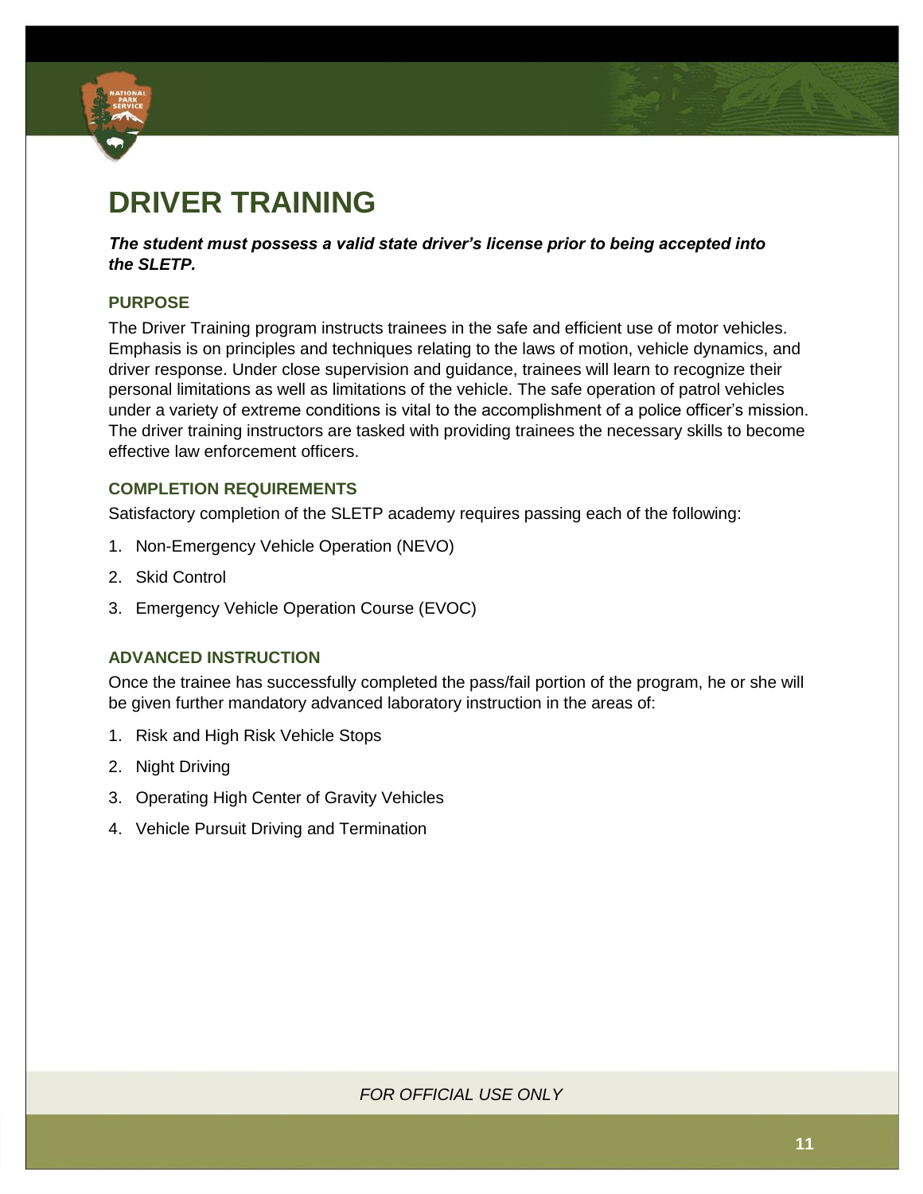# DRIVER TRAINING

***The student must possess a valid state driver's license prior to being accepted into the SLETP.***

## PURPOSE

The Driver Training program instructs trainees in the safe and efficient use of motor vehicles. Emphasis is on principles and techniques relating to the laws of motion, vehicle dynamics, and driver response. Under close supervision and guidance, trainees will learn to recognize their personal limitations as well as limitations of the vehicle. The safe operation of patrol vehicles under a variety of extreme conditions is vital to the accomplishment of a police officer's mission. The driver training instructors are tasked with providing trainees the necessary skills to become effective law enforcement officers.

## COMPLETION REQUIREMENTS

Satisfactory completion of the SLETP academy requires passing each of the following:

1. Non-Emergency Vehicle Operation (NEVO)
2. Skid Control
3. Emergency Vehicle Operation Course (EVOC)

## ADVANCED INSTRUCTION

Once the trainee has successfully completed the pass/fail portion of the program, he or she will be given further mandatory advanced laboratory instruction in the areas of:

1. Risk and High Risk Vehicle Stops
2. Night Driving
3. Operating High Center of Gravity Vehicles
4. Vehicle Pursuit Driving and Termination

FOR OFFICIAL USE ONLY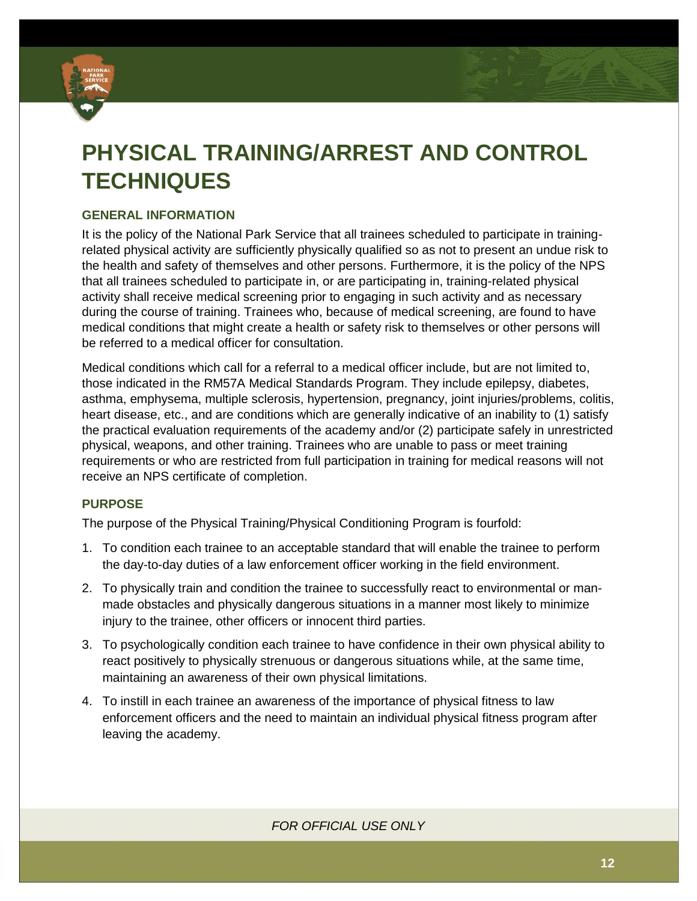# PHYSICAL TRAINING/ARREST AND CONTROL TECHNIQUES

## GENERAL INFORMATION

It is the policy of the National Park Service that all trainees scheduled to participate in training-related physical activity are sufficiently physically qualified so as not to present an undue risk to the health and safety of themselves and other persons. Furthermore, it is the policy of the NPS that all trainees scheduled to participate in, or are participating in, training-related physical activity shall receive medical screening prior to engaging in such activity and as necessary during the course of training. Trainees who, because of medical screening, are found to have medical conditions that might create a health or safety risk to themselves or other persons will be referred to a medical officer for consultation.

Medical conditions which call for a referral to a medical officer include, but are not limited to, those indicated in the RM57A Medical Standards Program. They include epilepsy, diabetes, asthma, emphysema, multiple sclerosis, hypertension, pregnancy, joint injuries/problems, colitis, heart disease, etc., and are conditions which are generally indicative of an inability to (1) satisfy the practical evaluation requirements of the academy and/or (2) participate safely in unrestricted physical, weapons, and other training. Trainees who are unable to pass or meet training requirements or who are restricted from full participation in training for medical reasons will not receive an NPS certificate of completion.

## PURPOSE

The purpose of the Physical Training/Physical Conditioning Program is fourfold:

1. To condition each trainee to an acceptable standard that will enable the trainee to perform the day-to-day duties of a law enforcement officer working in the field environment.
2. To physically train and condition the trainee to successfully react to environmental or man-made obstacles and physically dangerous situations in a manner most likely to minimize injury to the trainee, other officers or innocent third parties.
3. To psychologically condition each trainee to have confidence in their own physical ability to react positively to physically strenuous or dangerous situations while, at the same time, maintaining an awareness of their own physical limitations.
4. To instill in each trainee an awareness of the importance of physical fitness to law enforcement officers and the need to maintain an individual physical fitness program after leaving the academy.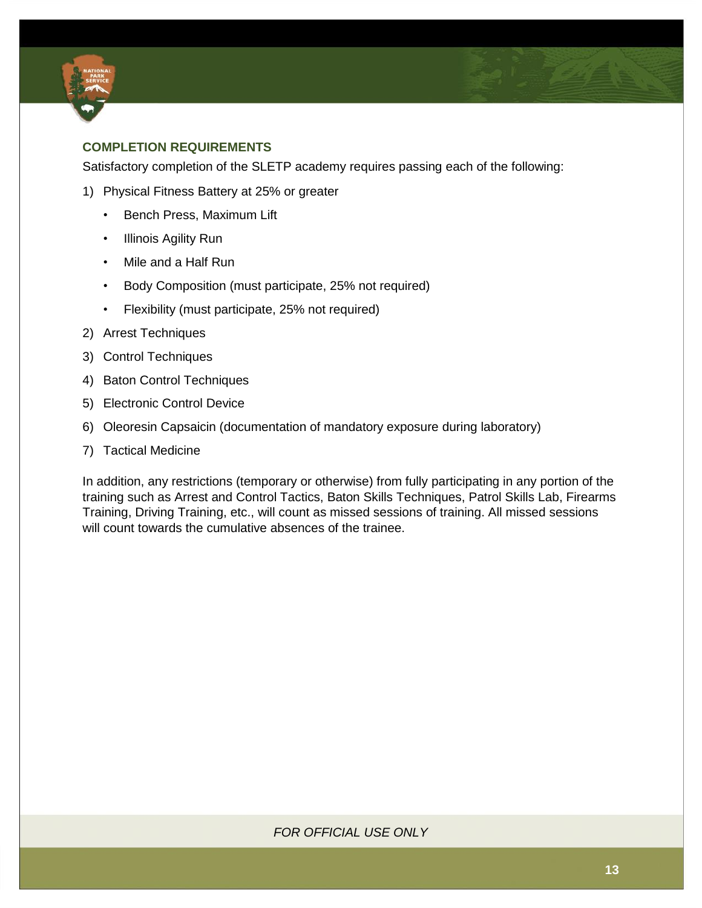## COMPLETION REQUIREMENTS

Satisfactory completion of the SLETP academy requires passing each of the following:

1) Physical Fitness Battery at 25% or greater
    - Bench Press, Maximum Lift
    - Illinois Agility Run
    - Mile and a Half Run
    - Body Composition (must participate, 25% not required)
    - Flexibility (must participate, 25% not required)
2) Arrest Techniques
3) Control Techniques
4) Baton Control Techniques
5) Electronic Control Device
6) Oleoresin Capsaicin (documentation of mandatory exposure during laboratory)
7) Tactical Medicine

In addition, any restrictions (temporary or otherwise) from fully participating in any portion of the training such as Arrest and Control Tactics, Baton Skills Techniques, Patrol Skills Lab, Firearms Training, Driving Training, etc., will count as missed sessions of training. All missed sessions will count towards the cumulative absences of the trainee.

*FOR OFFICIAL USE ONLY*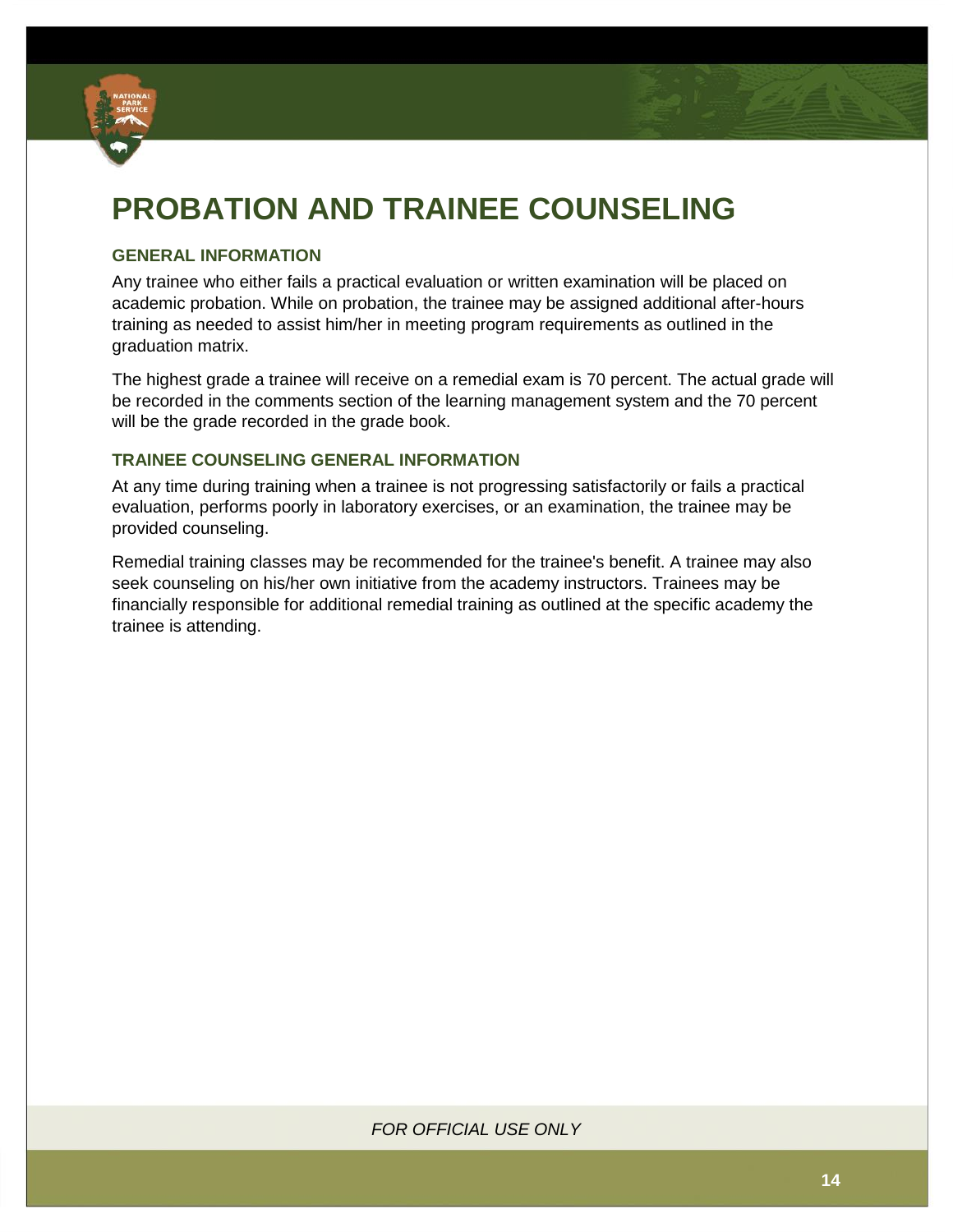# PROBATION AND TRAINEE COUNSELING

## GENERAL INFORMATION

Any trainee who either fails a practical evaluation or written examination will be placed on academic probation. While on probation, the trainee may be assigned additional after-hours training as needed to assist him/her in meeting program requirements as outlined in the graduation matrix.

The highest grade a trainee will receive on a remedial exam is 70 percent. The actual grade will be recorded in the comments section of the learning management system and the 70 percent will be the grade recorded in the grade book.

## TRAINEE COUNSELING GENERAL INFORMATION

At any time during training when a trainee is not progressing satisfactorily or fails a practical evaluation, performs poorly in laboratory exercises, or an examination, the trainee may be provided counseling.

Remedial training classes may be recommended for the trainee's benefit. A trainee may also seek counseling on his/her own initiative from the academy instructors. Trainees may be financially responsible for additional remedial training as outlined at the specific academy the trainee is attending.

*FOR OFFICIAL USE ONLY*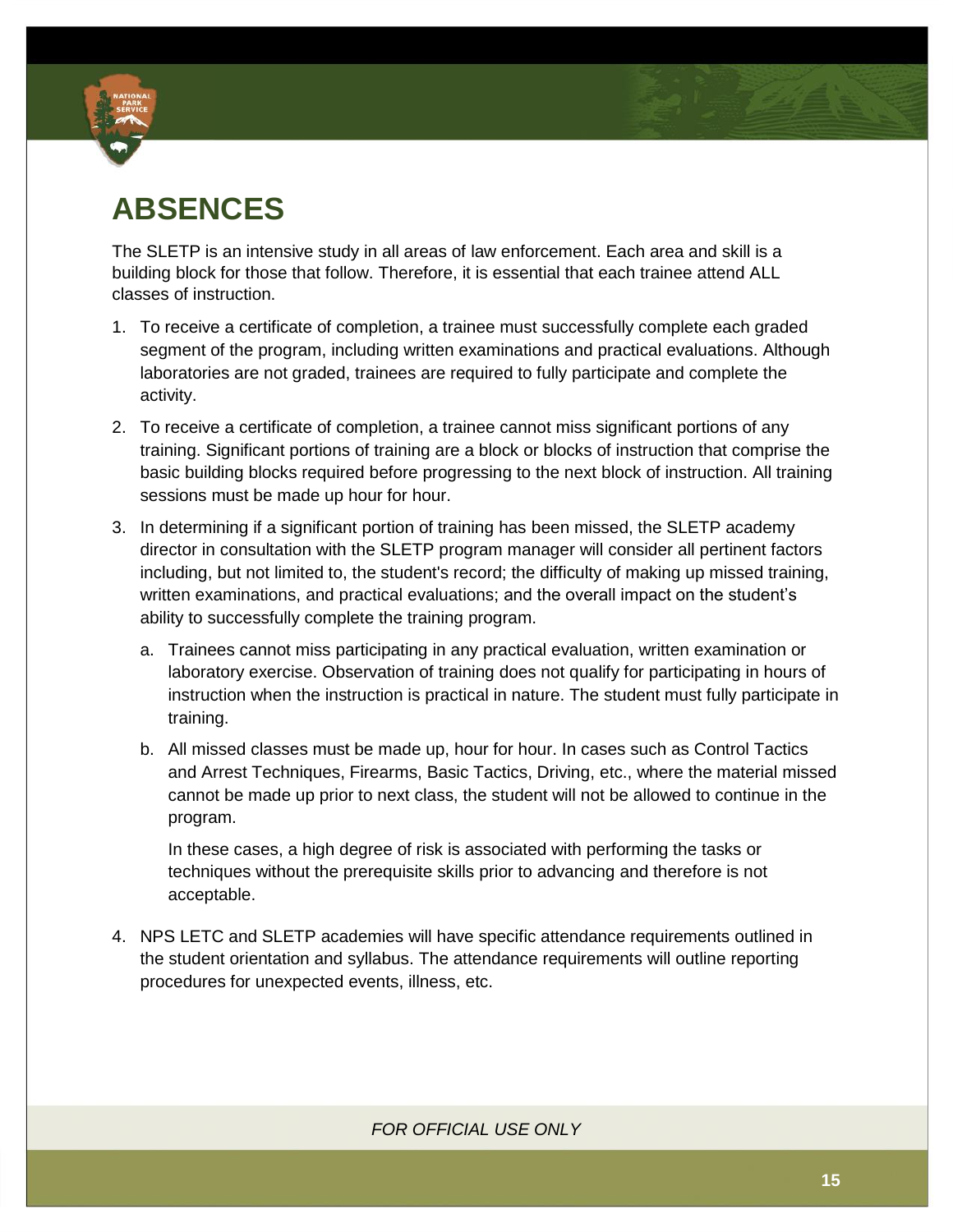# ABSENCES

The SLETP is an intensive study in all areas of law enforcement. Each area and skill is a building block for those that follow. Therefore, it is essential that each trainee attend ALL classes of instruction.

1. To receive a certificate of completion, a trainee must successfully complete each graded segment of the program, including written examinations and practical evaluations. Although laboratories are not graded, trainees are required to fully participate and complete the activity.
2. To receive a certificate of completion, a trainee cannot miss significant portions of any training. Significant portions of training are a block or blocks of instruction that comprise the basic building blocks required before progressing to the next block of instruction. All training sessions must be made up hour for hour.
3. In determining if a significant portion of training has been missed, the SLETP academy director in consultation with the SLETP program manager will consider all pertinent factors including, but not limited to, the student's record; the difficulty of making up missed training, written examinations, and practical evaluations; and the overall impact on the student's ability to successfully complete the training program.
   a. Trainees cannot miss participating in any practical evaluation, written examination or laboratory exercise. Observation of training does not qualify for participating in hours of instruction when the instruction is practical in nature. The student must fully participate in training.
   b. All missed classes must be made up, hour for hour. In cases such as Control Tactics and Arrest Techniques, Firearms, Basic Tactics, Driving, etc., where the material missed cannot be made up prior to next class, the student will not be allowed to continue in the program.

      In these cases, a high degree of risk is associated with performing the tasks or techniques without the prerequisite skills prior to advancing and therefore is not acceptable.
4. NPS LETC and SLETP academies will have specific attendance requirements outlined in the student orientation and syllabus. The attendance requirements will outline reporting procedures for unexpected events, illness, etc.

*FOR OFFICIAL USE ONLY*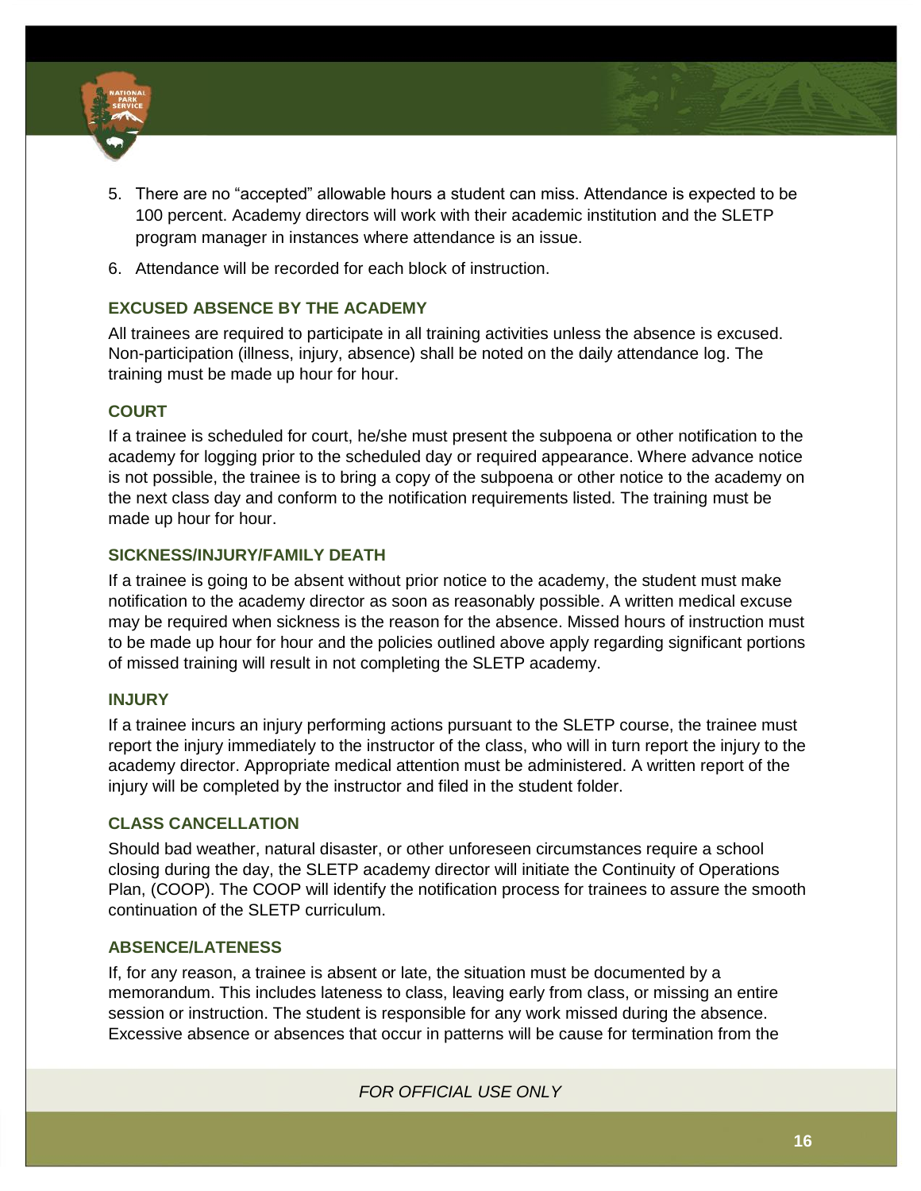5. There are no “accepted” allowable hours a student can miss. Attendance is expected to be 100 percent. Academy directors will work with their academic institution and the SLETP program manager in instances where attendance is an issue.
6. Attendance will be recorded for each block of instruction.

### EXCUSED ABSENCE BY THE ACADEMY

All trainees are required to participate in all training activities unless the absence is excused. Non-participation (illness, injury, absence) shall be noted on the daily attendance log. The training must be made up hour for hour.

### COURT

If a trainee is scheduled for court, he/she must present the subpoena or other notification to the academy for logging prior to the scheduled day or required appearance. Where advance notice is not possible, the trainee is to bring a copy of the subpoena or other notice to the academy on the next class day and conform to the notification requirements listed. The training must be made up hour for hour.

### SICKNESS/INJURY/FAMILY DEATH

If a trainee is going to be absent without prior notice to the academy, the student must make notification to the academy director as soon as reasonably possible. A written medical excuse may be required when sickness is the reason for the absence. Missed hours of instruction must to be made up hour for hour and the policies outlined above apply regarding significant portions of missed training will result in not completing the SLETP academy.

### INJURY

If a trainee incurs an injury performing actions pursuant to the SLETP course, the trainee must report the injury immediately to the instructor of the class, who will in turn report the injury to the academy director. Appropriate medical attention must be administered. A written report of the injury will be completed by the instructor and filed in the student folder.

### CLASS CANCELLATION

Should bad weather, natural disaster, or other unforeseen circumstances require a school closing during the day, the SLETP academy director will initiate the Continuity of Operations Plan, (COOP). The COOP will identify the notification process for trainees to assure the smooth continuation of the SLETP curriculum.

### ABSENCE/LATENESS

If, for any reason, a trainee is absent or late, the situation must be documented by a memorandum. This includes lateness to class, leaving early from class, or missing an entire session or instruction. The student is responsible for any work missed during the absence. Excessive absence or absences that occur in patterns will be cause for termination from the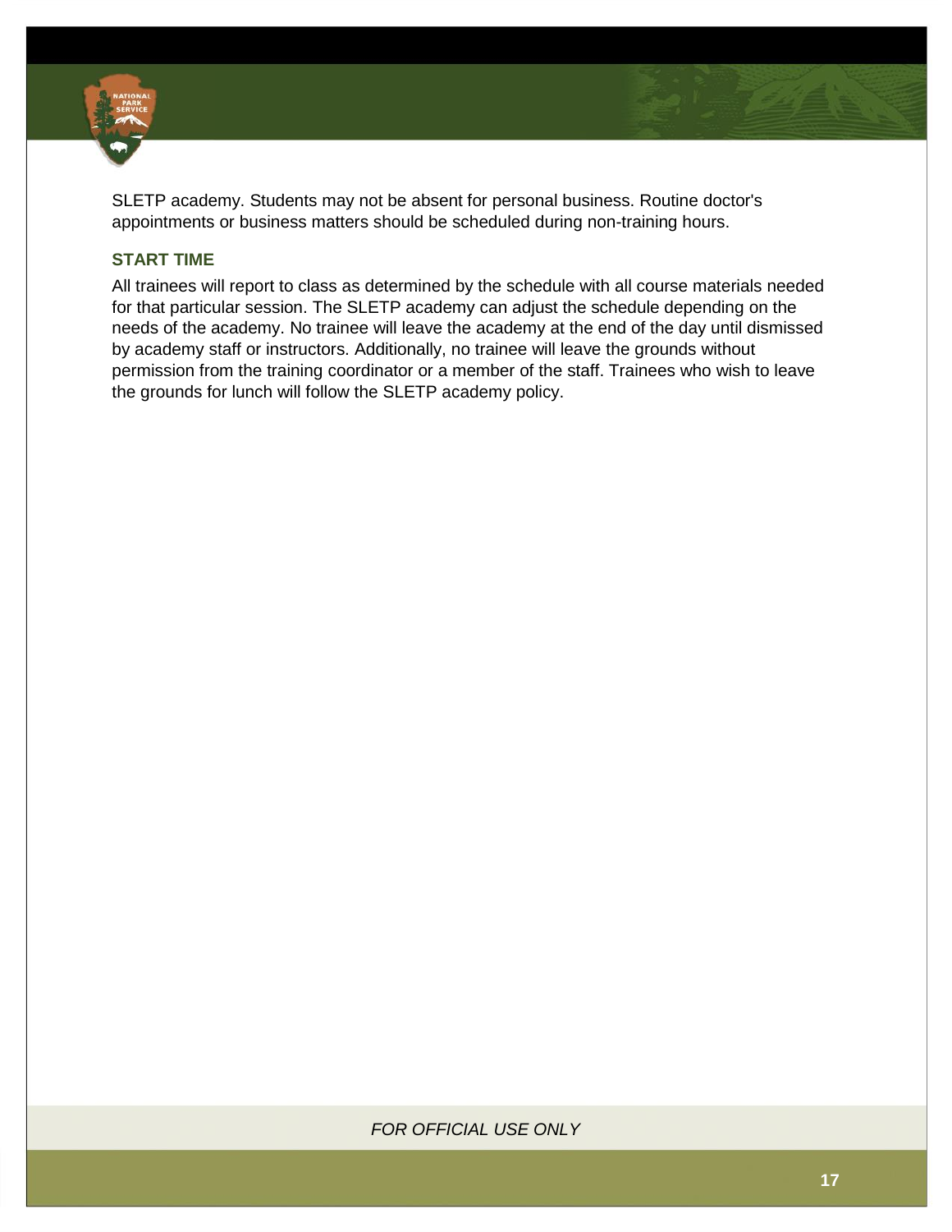SLETP academy. Students may not be absent for personal business. Routine doctor's appointments or business matters should be scheduled during non-training hours.

### START TIME

All trainees will report to class as determined by the schedule with all course materials needed for that particular session. The SLETP academy can adjust the schedule depending on the needs of the academy. No trainee will leave the academy at the end of the day until dismissed by academy staff or instructors. Additionally, no trainee will leave the grounds without permission from the training coordinator or a member of the staff. Trainees who wish to leave the grounds for lunch will follow the SLETP academy policy.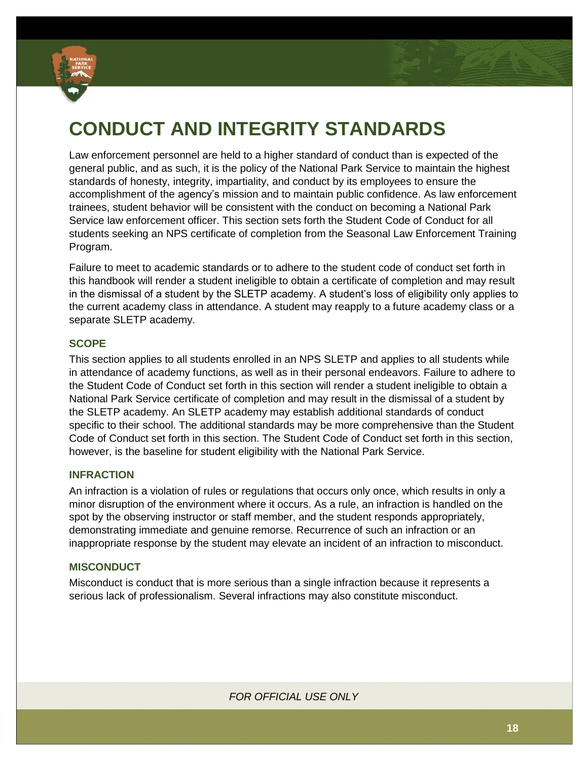# CONDUCT AND INTEGRITY STANDARDS

Law enforcement personnel are held to a higher standard of conduct than is expected of the general public, and as such, it is the policy of the National Park Service to maintain the highest standards of honesty, integrity, impartiality, and conduct by its employees to ensure the accomplishment of the agency's mission and to maintain public confidence. As law enforcement trainees, student behavior will be consistent with the conduct on becoming a National Park Service law enforcement officer. This section sets forth the Student Code of Conduct for all students seeking an NPS certificate of completion from the Seasonal Law Enforcement Training Program.

Failure to meet to academic standards or to adhere to the student code of conduct set forth in this handbook will render a student ineligible to obtain a certificate of completion and may result in the dismissal of a student by the SLETP academy. A student's loss of eligibility only applies to the current academy class in attendance. A student may reapply to a future academy class or a separate SLETP academy.

### SCOPE

This section applies to all students enrolled in an NPS SLETP and applies to all students while in attendance of academy functions, as well as in their personal endeavors. Failure to adhere to the Student Code of Conduct set forth in this section will render a student ineligible to obtain a National Park Service certificate of completion and may result in the dismissal of a student by the SLETP academy. An SLETP academy may establish additional standards of conduct specific to their school. The additional standards may be more comprehensive than the Student Code of Conduct set forth in this section. The Student Code of Conduct set forth in this section, however, is the baseline for student eligibility with the National Park Service.

### INFRACTION

An infraction is a violation of rules or regulations that occurs only once, which results in only a minor disruption of the environment where it occurs. As a rule, an infraction is handled on the spot by the observing instructor or staff member, and the student responds appropriately, demonstrating immediate and genuine remorse. Recurrence of such an infraction or an inappropriate response by the student may elevate an incident of an infraction to misconduct.

### MISCONDUCT

Misconduct is conduct that is more serious than a single infraction because it represents a serious lack of professionalism. Several infractions may also constitute misconduct.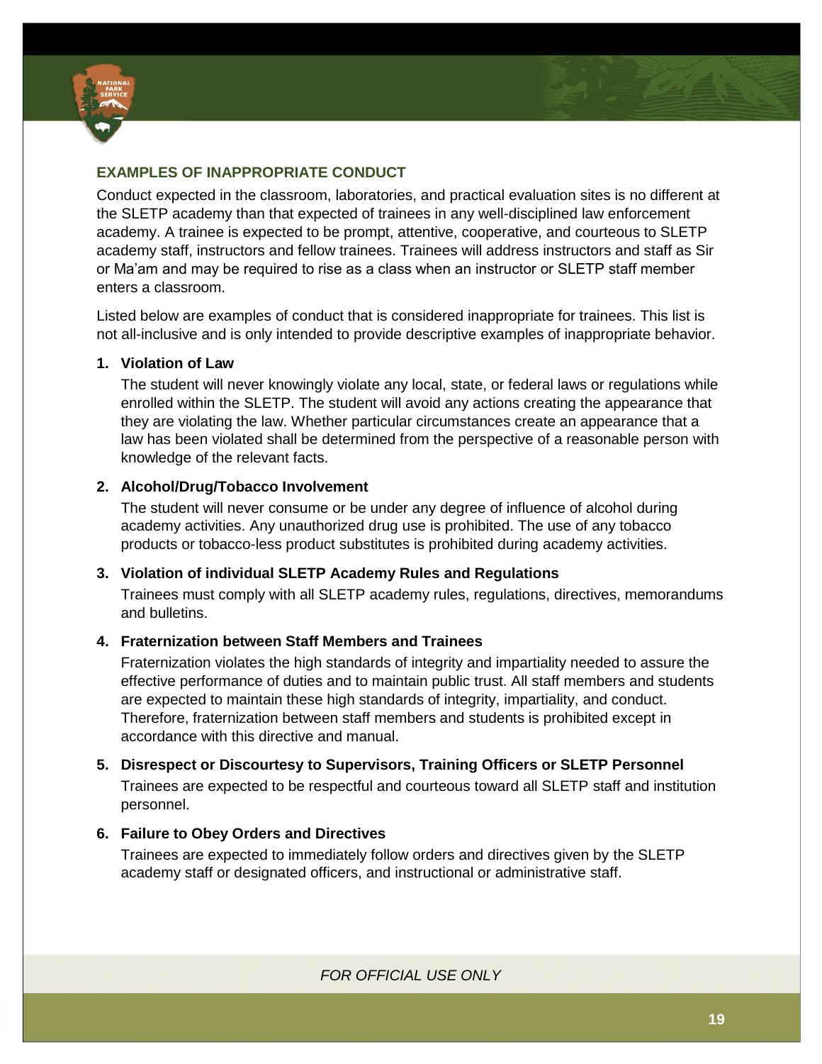## EXAMPLES OF INAPPROPRIATE CONDUCT

Conduct expected in the classroom, laboratories, and practical evaluation sites is no different at the SLETP academy than that expected of trainees in any well-disciplined law enforcement academy. A trainee is expected to be prompt, attentive, cooperative, and courteous to SLETP academy staff, instructors and fellow trainees. Trainees will address instructors and staff as Sir or Ma'am and may be required to rise as a class when an instructor or SLETP staff member enters a classroom.

Listed below are examples of conduct that is considered inappropriate for trainees. This list is not all-inclusive and is only intended to provide descriptive examples of inappropriate behavior.

1. **Violation of Law**

   The student will never knowingly violate any local, state, or federal laws or regulations while enrolled within the SLETP. The student will avoid any actions creating the appearance that they are violating the law. Whether particular circumstances create an appearance that a law has been violated shall be determined from the perspective of a reasonable person with knowledge of the relevant facts.

2. **Alcohol/Drug/Tobacco Involvement**

   The student will never consume or be under any degree of influence of alcohol during academy activities. Any unauthorized drug use is prohibited. The use of any tobacco products or tobacco-less product substitutes is prohibited during academy activities.

3. **Violation of individual SLETP Academy Rules and Regulations**

   Trainees must comply with all SLETP academy rules, regulations, directives, memorandums and bulletins.

4. **Fraternization between Staff Members and Trainees**

   Fraternization violates the high standards of integrity and impartiality needed to assure the effective performance of duties and to maintain public trust. All staff members and students are expected to maintain these high standards of integrity, impartiality, and conduct. Therefore, fraternization between staff members and students is prohibited except in accordance with this directive and manual.

5. **Disrespect or Discourtesy to Supervisors, Training Officers or SLETP Personnel**

   Trainees are expected to be respectful and courteous toward all SLETP staff and institution personnel.

6. **Failure to Obey Orders and Directives**

   Trainees are expected to immediately follow orders and directives given by the SLETP academy staff or designated officers, and instructional or administrative staff.

*FOR OFFICIAL USE ONLY*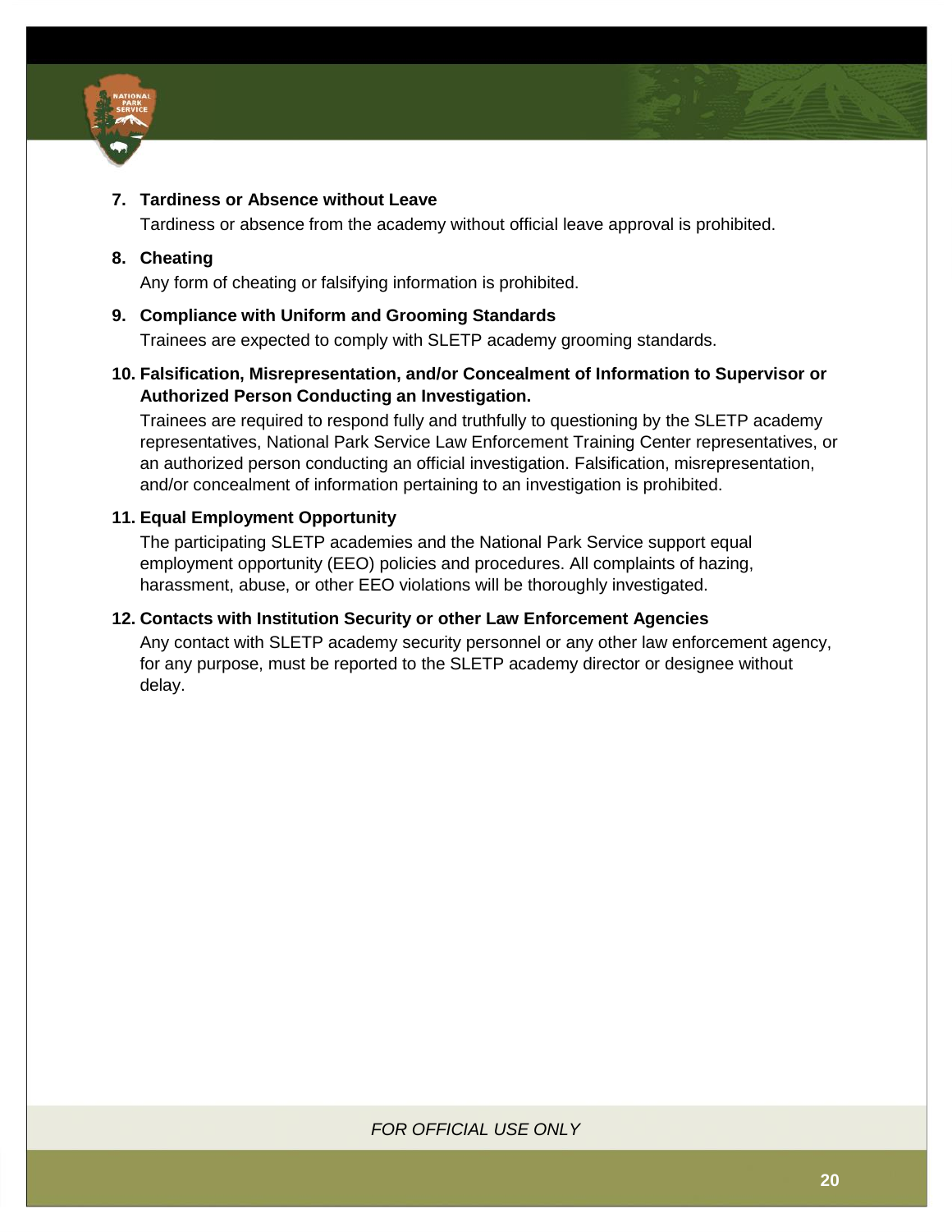7. **Tardiness or Absence without Leave**

   Tardiness or absence from the academy without official leave approval is prohibited.

8. **Cheating**

   Any form of cheating or falsifying information is prohibited.

9. **Compliance with Uniform and Grooming Standards**

   Trainees are expected to comply with SLETP academy grooming standards.

10. **Falsification, Misrepresentation, and/or Concealment of Information to Supervisor or Authorized Person Conducting an Investigation.**

    Trainees are required to respond fully and truthfully to questioning by the SLETP academy representatives, National Park Service Law Enforcement Training Center representatives, or an authorized person conducting an official investigation. Falsification, misrepresentation, and/or concealment of information pertaining to an investigation is prohibited.

11. **Equal Employment Opportunity**

    The participating SLETP academies and the National Park Service support equal employment opportunity (EEO) policies and procedures. All complaints of hazing, harassment, abuse, or other EEO violations will be thoroughly investigated.

12. **Contacts with Institution Security or other Law Enforcement Agencies**

    Any contact with SLETP academy security personnel or any other law enforcement agency, for any purpose, must be reported to the SLETP academy director or designee without delay.

*FOR OFFICIAL USE ONLY*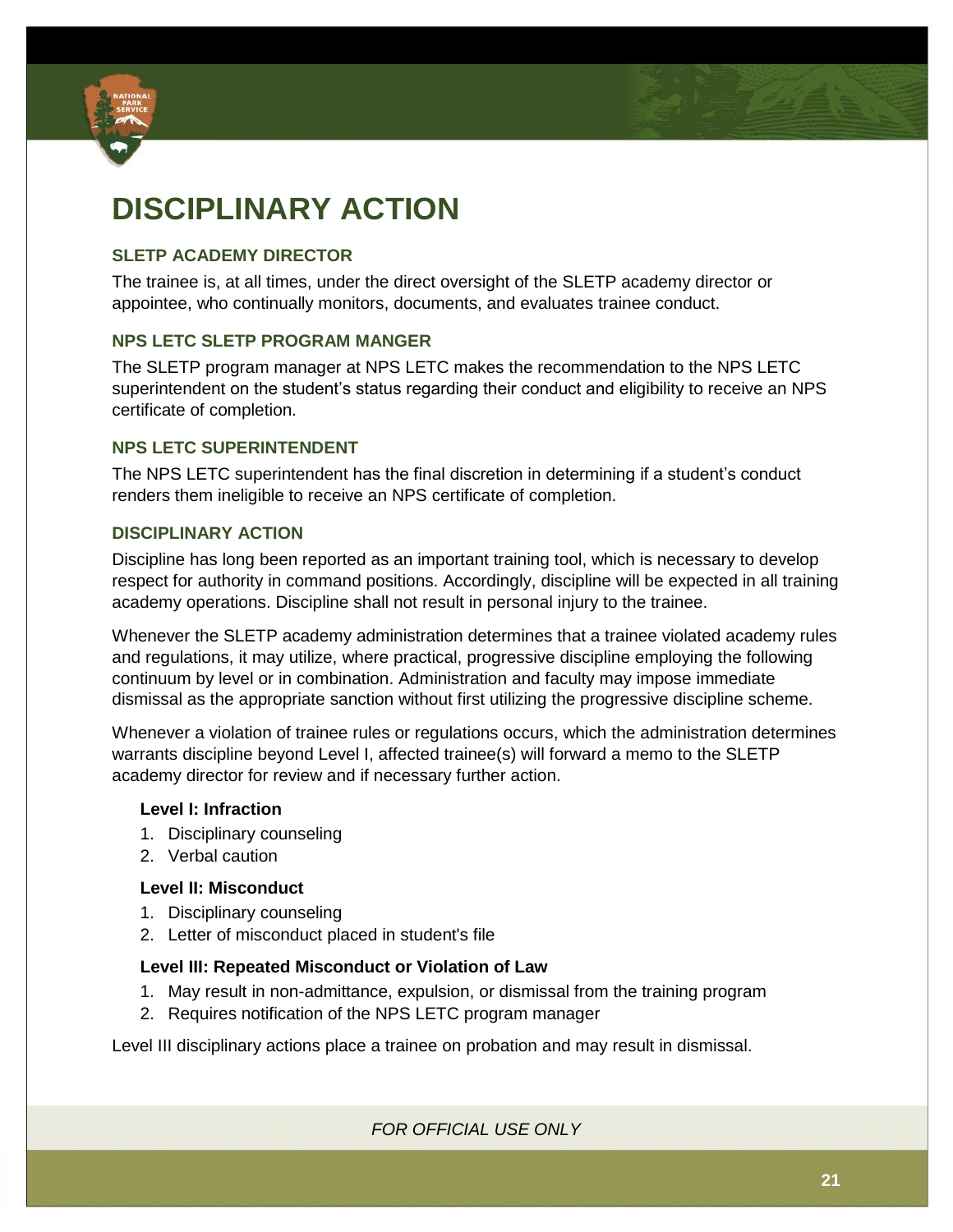# DISCIPLINARY ACTION

### SLETP ACADEMY DIRECTOR

The trainee is, at all times, under the direct oversight of the SLETP academy director or appointee, who continually monitors, documents, and evaluates trainee conduct.

### NPS LETC SLETP PROGRAM MANGER

The SLETP program manager at NPS LETC makes the recommendation to the NPS LETC superintendent on the student's status regarding their conduct and eligibility to receive an NPS certificate of completion.

### NPS LETC SUPERINTENDENT

The NPS LETC superintendent has the final discretion in determining if a student's conduct renders them ineligible to receive an NPS certificate of completion.

### DISCIPLINARY ACTION

Discipline has long been reported as an important training tool, which is necessary to develop respect for authority in command positions. Accordingly, discipline will be expected in all training academy operations. Discipline shall not result in personal injury to the trainee.

Whenever the SLETP academy administration determines that a trainee violated academy rules and regulations, it may utilize, where practical, progressive discipline employing the following continuum by level or in combination. Administration and faculty may impose immediate dismissal as the appropriate sanction without first utilizing the progressive discipline scheme.

Whenever a violation of trainee rules or regulations occurs, which the administration determines warrants discipline beyond Level I, affected trainee(s) will forward a memo to the SLETP academy director for review and if necessary further action.

**Level I: Infraction**

1. Disciplinary counseling
2. Verbal caution

**Level II: Misconduct**

1. Disciplinary counseling
2. Letter of misconduct placed in student's file

**Level III: Repeated Misconduct or Violation of Law**

1. May result in non-admittance, expulsion, or dismissal from the training program
2. Requires notification of the NPS LETC program manager

Level III disciplinary actions place a trainee on probation and may result in dismissal.

*FOR OFFICIAL USE ONLY*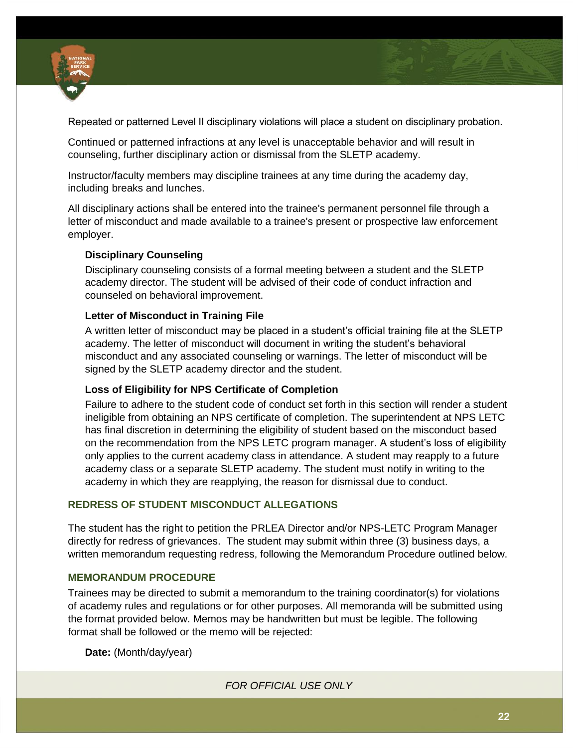Repeated or patterned Level II disciplinary violations will place a student on disciplinary probation.

Continued or patterned infractions at any level is unacceptable behavior and will result in counseling, further disciplinary action or dismissal from the SLETP academy.

Instructor/faculty members may discipline trainees at any time during the academy day, including breaks and lunches.

All disciplinary actions shall be entered into the trainee's permanent personnel file through a letter of misconduct and made available to a trainee's present or prospective law enforcement employer.

**Disciplinary Counseling**

Disciplinary counseling consists of a formal meeting between a student and the SLETP academy director. The student will be advised of their code of conduct infraction and counseled on behavioral improvement.

**Letter of Misconduct in Training File**

A written letter of misconduct may be placed in a student's official training file at the SLETP academy. The letter of misconduct will document in writing the student's behavioral misconduct and any associated counseling or warnings. The letter of misconduct will be signed by the SLETP academy director and the student.

**Loss of Eligibility for NPS Certificate of Completion**

Failure to adhere to the student code of conduct set forth in this section will render a student ineligible from obtaining an NPS certificate of completion. The superintendent at NPS LETC has final discretion in determining the eligibility of student based on the misconduct based on the recommendation from the NPS LETC program manager. A student's loss of eligibility only applies to the current academy class in attendance. A student may reapply to a future academy class or a separate SLETP academy. The student must notify in writing to the academy in which they are reapplying, the reason for dismissal due to conduct.

## REDRESS OF STUDENT MISCONDUCT ALLEGATIONS

The student has the right to petition the PRLEA Director and/or NPS-LETC Program Manager directly for redress of grievances. The student may submit within three (3) business days, a written memorandum requesting redress, following the Memorandum Procedure outlined below.

## MEMORANDUM PROCEDURE

Trainees may be directed to submit a memorandum to the training coordinator(s) for violations of academy rules and regulations or for other purposes. All memoranda will be submitted using the format provided below. Memos may be handwritten but must be legible. The following format shall be followed or the memo will be rejected:

**Date:** (Month/day/year)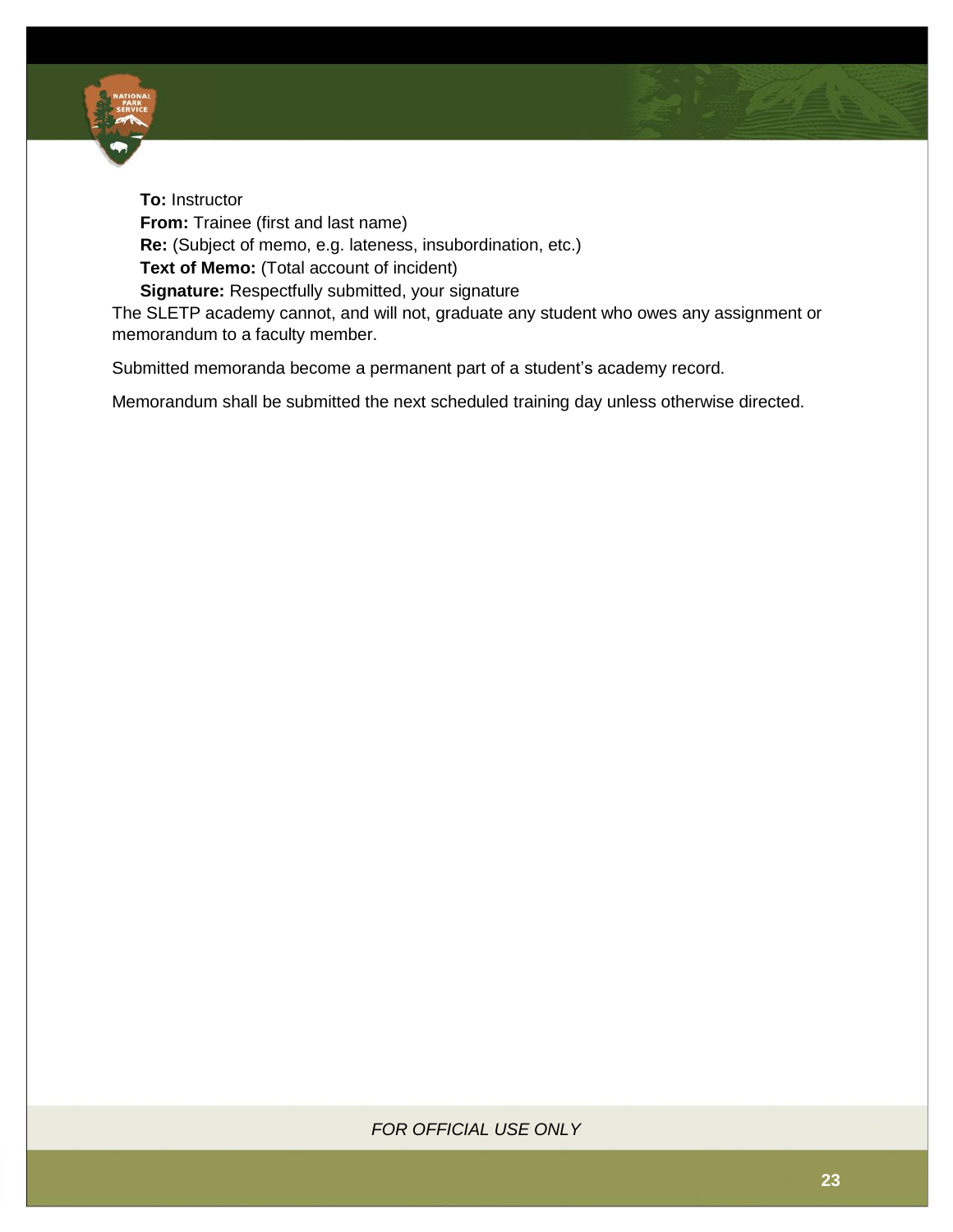**To:** Instructor

**From:** Trainee (first and last name)

**Re:** (Subject of memo, e.g. lateness, insubordination, etc.)

**Text of Memo:** (Total account of incident)

**Signature:** Respectfully submitted, your signature

The SLETP academy cannot, and will not, graduate any student who owes any assignment or memorandum to a faculty member.

Submitted memoranda become a permanent part of a student's academy record.

Memorandum shall be submitted the next scheduled training day unless otherwise directed.

*FOR OFFICIAL USE ONLY*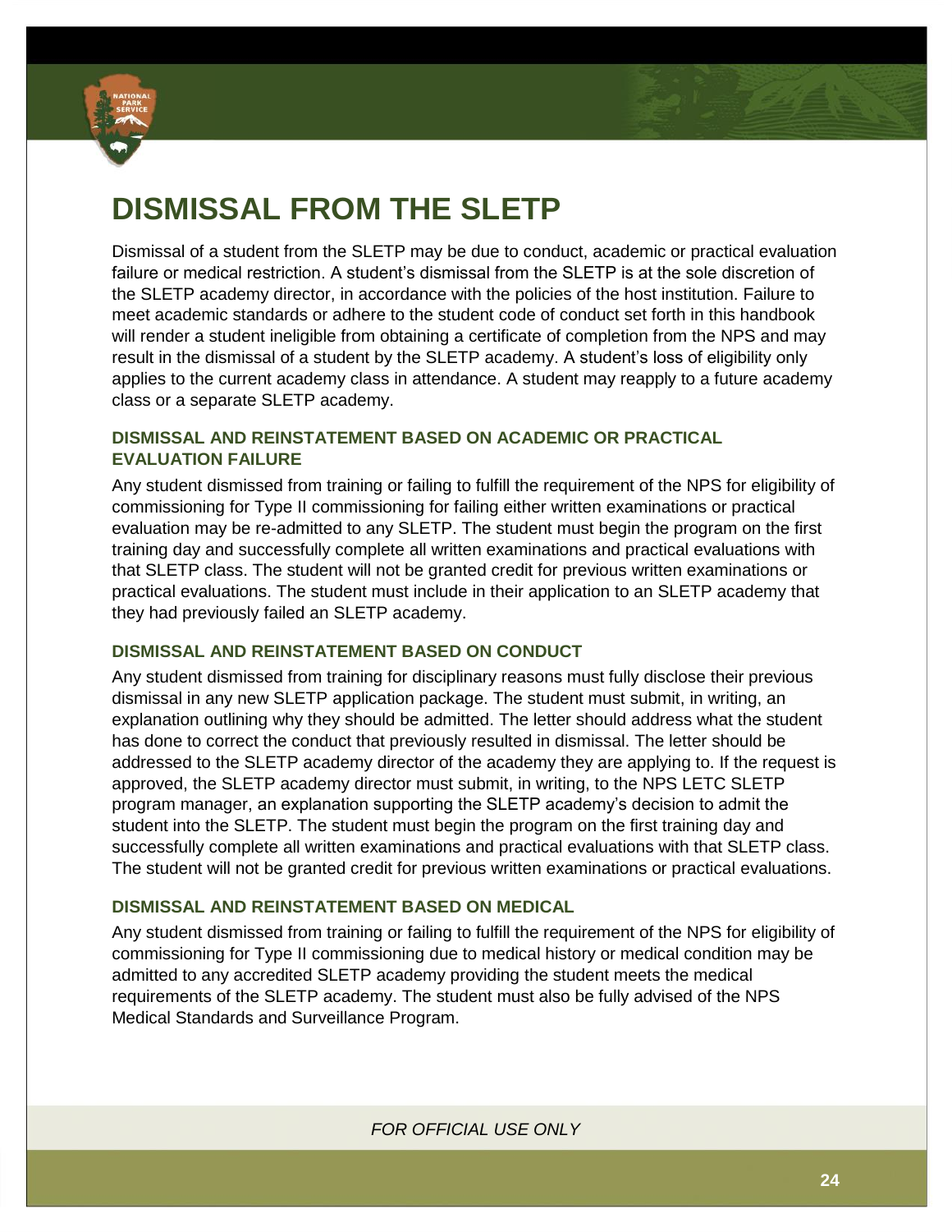# DISMISSAL FROM THE SLETP

Dismissal of a student from the SLETP may be due to conduct, academic or practical evaluation failure or medical restriction. A student's dismissal from the SLETP is at the sole discretion of the SLETP academy director, in accordance with the policies of the host institution. Failure to meet academic standards or adhere to the student code of conduct set forth in this handbook will render a student ineligible from obtaining a certificate of completion from the NPS and may result in the dismissal of a student by the SLETP academy. A student's loss of eligibility only applies to the current academy class in attendance. A student may reapply to a future academy class or a separate SLETP academy.

### DISMISSAL AND REINSTATEMENT BASED ON ACADEMIC OR PRACTICAL EVALUATION FAILURE

Any student dismissed from training or failing to fulfill the requirement of the NPS for eligibility of commissioning for Type II commissioning for failing either written examinations or practical evaluation may be re-admitted to any SLETP. The student must begin the program on the first training day and successfully complete all written examinations and practical evaluations with that SLETP class. The student will not be granted credit for previous written examinations or practical evaluations. The student must include in their application to an SLETP academy that they had previously failed an SLETP academy.

### DISMISSAL AND REINSTATEMENT BASED ON CONDUCT

Any student dismissed from training for disciplinary reasons must fully disclose their previous dismissal in any new SLETP application package. The student must submit, in writing, an explanation outlining why they should be admitted. The letter should address what the student has done to correct the conduct that previously resulted in dismissal. The letter should be addressed to the SLETP academy director of the academy they are applying to. If the request is approved, the SLETP academy director must submit, in writing, to the NPS LETC SLETP program manager, an explanation supporting the SLETP academy's decision to admit the student into the SLETP. The student must begin the program on the first training day and successfully complete all written examinations and practical evaluations with that SLETP class. The student will not be granted credit for previous written examinations or practical evaluations.

### DISMISSAL AND REINSTATEMENT BASED ON MEDICAL

Any student dismissed from training or failing to fulfill the requirement of the NPS for eligibility of commissioning for Type II commissioning due to medical history or medical condition may be admitted to any accredited SLETP academy providing the student meets the medical requirements of the SLETP academy. The student must also be fully advised of the NPS Medical Standards and Surveillance Program.

*FOR OFFICIAL USE ONLY*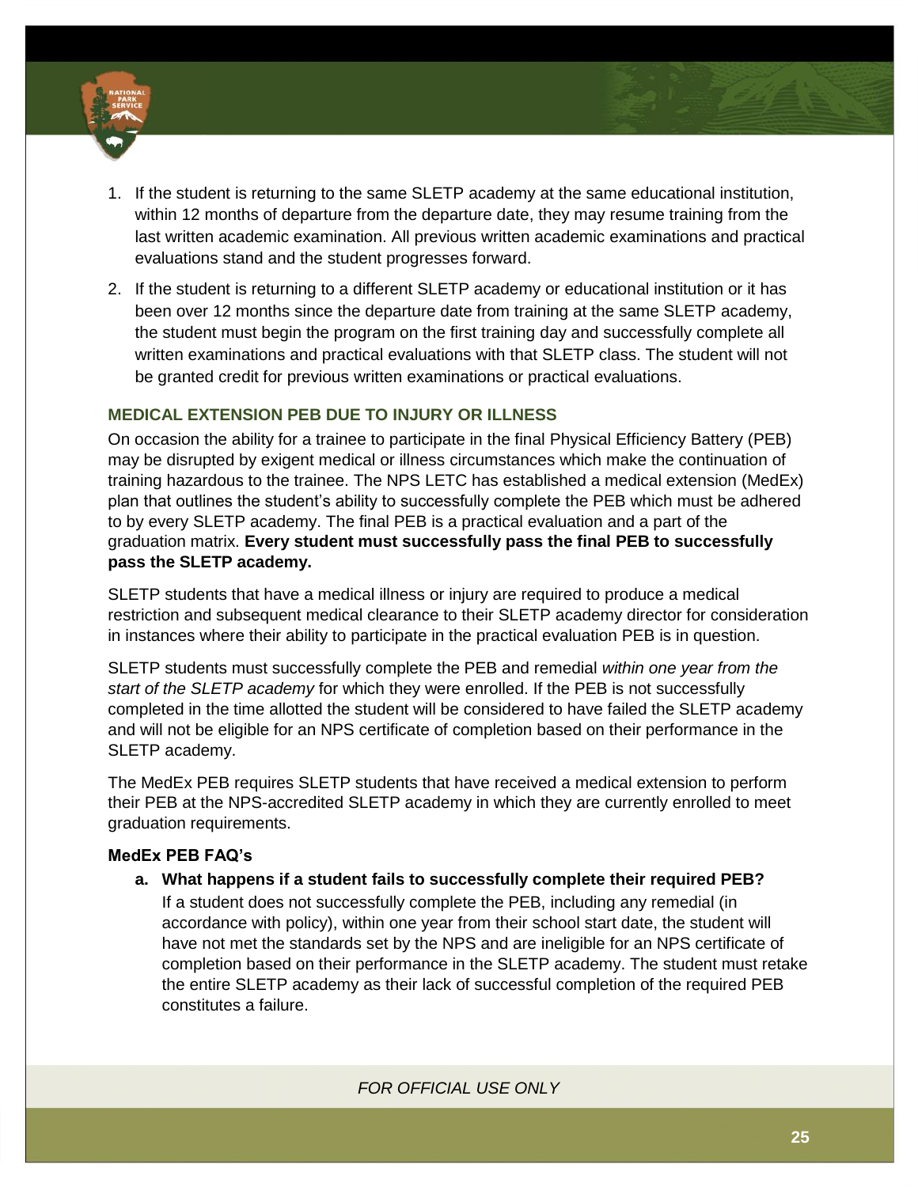1. If the student is returning to the same SLETP academy at the same educational institution, within 12 months of departure from the departure date, they may resume training from the last written academic examination. All previous written academic examinations and practical evaluations stand and the student progresses forward.
2. If the student is returning to a different SLETP academy or educational institution or it has been over 12 months since the departure date from training at the same SLETP academy, the student must begin the program on the first training day and successfully complete all written examinations and practical evaluations with that SLETP class. The student will not be granted credit for previous written examinations or practical evaluations.

### MEDICAL EXTENSION PEB DUE TO INJURY OR ILLNESS

On occasion the ability for a trainee to participate in the final Physical Efficiency Battery (PEB) may be disrupted by exigent medical or illness circumstances which make the continuation of training hazardous to the trainee. The NPS LETC has established a medical extension (MedEx) plan that outlines the student's ability to successfully complete the PEB which must be adhered to by every SLETP academy. The final PEB is a practical evaluation and a part of the graduation matrix. **Every student must successfully pass the final PEB to successfully pass the SLETP academy.**

SLETP students that have a medical illness or injury are required to produce a medical restriction and subsequent medical clearance to their SLETP academy director for consideration in instances where their ability to participate in the practical evaluation PEB is in question.

SLETP students must successfully complete the PEB and remedial *within one year from the start of the SLETP academy* for which they were enrolled. If the PEB is not successfully completed in the time allotted the student will be considered to have failed the SLETP academy and will not be eligible for an NPS certificate of completion based on their performance in the SLETP academy.

The MedEx PEB requires SLETP students that have received a medical extension to perform their PEB at the NPS-accredited SLETP academy in which they are currently enrolled to meet graduation requirements.

#### MedEx PEB FAQ's

a. **What happens if a student fails to successfully complete their required PEB?**
   If a student does not successfully complete the PEB, including any remedial (in accordance with policy), within one year from their school start date, the student will have not met the standards set by the NPS and are ineligible for an NPS certificate of completion based on their performance in the SLETP academy. The student must retake the entire SLETP academy as their lack of successful completion of the required PEB constitutes a failure.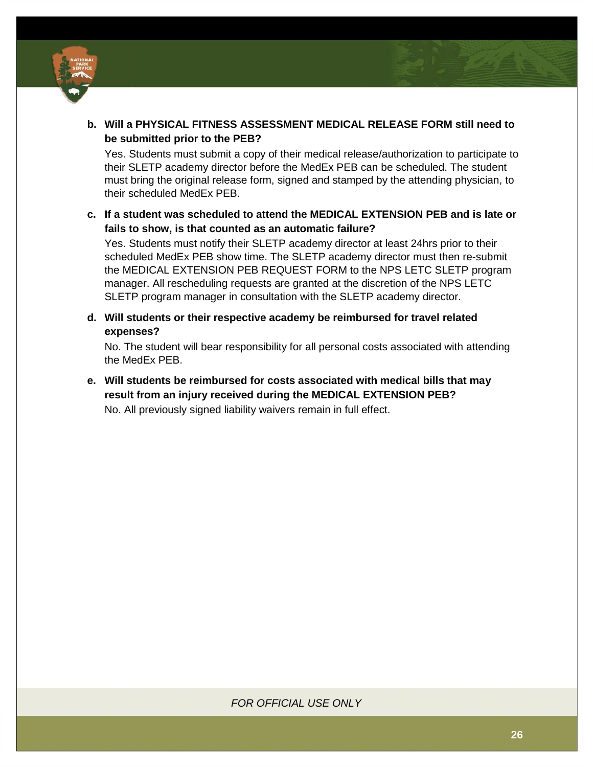**b. Will a PHYSICAL FITNESS ASSESSMENT MEDICAL RELEASE FORM still need to be submitted prior to the PEB?**

Yes. Students must submit a copy of their medical release/authorization to participate to their SLETP academy director before the MedEx PEB can be scheduled. The student must bring the original release form, signed and stamped by the attending physician, to their scheduled MedEx PEB.

**c. If a student was scheduled to attend the MEDICAL EXTENSION PEB and is late or fails to show, is that counted as an automatic failure?**

Yes. Students must notify their SLETP academy director at least 24hrs prior to their scheduled MedEx PEB show time. The SLETP academy director must then re-submit the MEDICAL EXTENSION PEB REQUEST FORM to the NPS LETC SLETP program manager. All rescheduling requests are granted at the discretion of the NPS LETC SLETP program manager in consultation with the SLETP academy director.

**d. Will students or their respective academy be reimbursed for travel related expenses?**

No. The student will bear responsibility for all personal costs associated with attending the MedEx PEB.

**e. Will students be reimbursed for costs associated with medical bills that may result from an injury received during the MEDICAL EXTENSION PEB?**

No. All previously signed liability waivers remain in full effect.

*FOR OFFICIAL USE ONLY*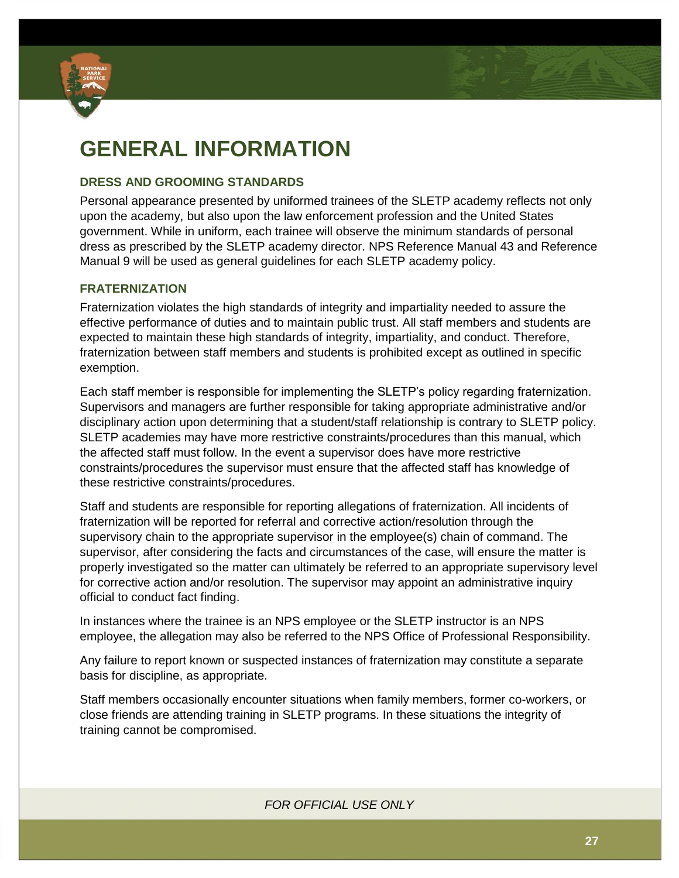# GENERAL INFORMATION

### DRESS AND GROOMING STANDARDS

Personal appearance presented by uniformed trainees of the SLETP academy reflects not only upon the academy, but also upon the law enforcement profession and the United States government. While in uniform, each trainee will observe the minimum standards of personal dress as prescribed by the SLETP academy director. NPS Reference Manual 43 and Reference Manual 9 will be used as general guidelines for each SLETP academy policy.

### FRATERNIZATION

Fraternization violates the high standards of integrity and impartiality needed to assure the effective performance of duties and to maintain public trust. All staff members and students are expected to maintain these high standards of integrity, impartiality, and conduct. Therefore, fraternization between staff members and students is prohibited except as outlined in specific exemption.

Each staff member is responsible for implementing the SLETP's policy regarding fraternization. Supervisors and managers are further responsible for taking appropriate administrative and/or disciplinary action upon determining that a student/staff relationship is contrary to SLETP policy. SLETP academies may have more restrictive constraints/procedures than this manual, which the affected staff must follow. In the event a supervisor does have more restrictive constraints/procedures the supervisor must ensure that the affected staff has knowledge of these restrictive constraints/procedures.

Staff and students are responsible for reporting allegations of fraternization. All incidents of fraternization will be reported for referral and corrective action/resolution through the supervisory chain to the appropriate supervisor in the employee(s) chain of command. The supervisor, after considering the facts and circumstances of the case, will ensure the matter is properly investigated so the matter can ultimately be referred to an appropriate supervisory level for corrective action and/or resolution. The supervisor may appoint an administrative inquiry official to conduct fact finding.

In instances where the trainee is an NPS employee or the SLETP instructor is an NPS employee, the allegation may also be referred to the NPS Office of Professional Responsibility.

Any failure to report known or suspected instances of fraternization may constitute a separate basis for discipline, as appropriate.

Staff members occasionally encounter situations when family members, former co-workers, or close friends are attending training in SLETP programs. In these situations the integrity of training cannot be compromised.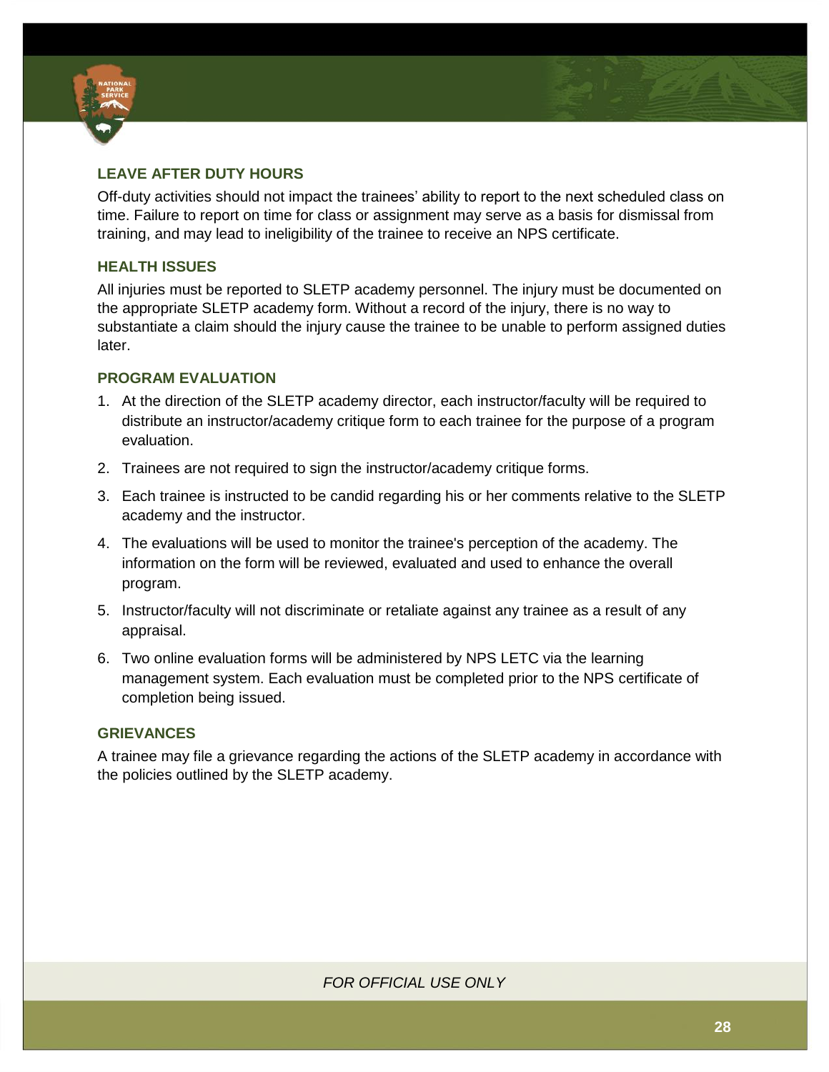### LEAVE AFTER DUTY HOURS

Off-duty activities should not impact the trainees' ability to report to the next scheduled class on time. Failure to report on time for class or assignment may serve as a basis for dismissal from training, and may lead to ineligibility of the trainee to receive an NPS certificate.

### HEALTH ISSUES

All injuries must be reported to SLETP academy personnel. The injury must be documented on the appropriate SLETP academy form. Without a record of the injury, there is no way to substantiate a claim should the injury cause the trainee to be unable to perform assigned duties later.

### PROGRAM EVALUATION

1. At the direction of the SLETP academy director, each instructor/faculty will be required to distribute an instructor/academy critique form to each trainee for the purpose of a program evaluation.
2. Trainees are not required to sign the instructor/academy critique forms.
3. Each trainee is instructed to be candid regarding his or her comments relative to the SLETP academy and the instructor.
4. The evaluations will be used to monitor the trainee's perception of the academy. The information on the form will be reviewed, evaluated and used to enhance the overall program.
5. Instructor/faculty will not discriminate or retaliate against any trainee as a result of any appraisal.
6. Two online evaluation forms will be administered by NPS LETC via the learning management system. Each evaluation must be completed prior to the NPS certificate of completion being issued.

### GRIEVANCES

A trainee may file a grievance regarding the actions of the SLETP academy in accordance with the policies outlined by the SLETP academy.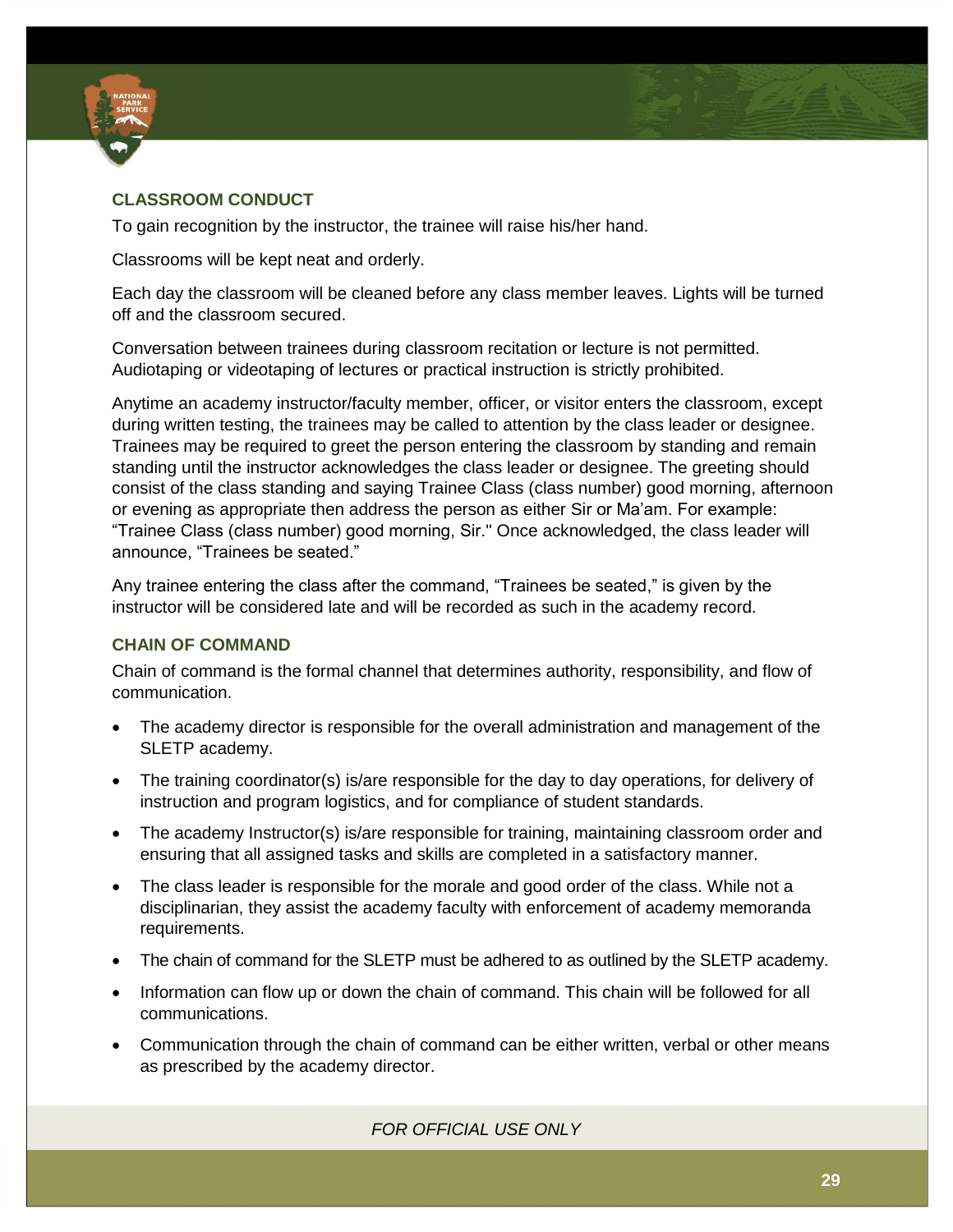## CLASSROOM CONDUCT

To gain recognition by the instructor, the trainee will raise his/her hand.

Classrooms will be kept neat and orderly.

Each day the classroom will be cleaned before any class member leaves. Lights will be turned off and the classroom secured.

Conversation between trainees during classroom recitation or lecture is not permitted. Audiotaping or videotaping of lectures or practical instruction is strictly prohibited.

Anytime an academy instructor/faculty member, officer, or visitor enters the classroom, except during written testing, the trainees may be called to attention by the class leader or designee. Trainees may be required to greet the person entering the classroom by standing and remain standing until the instructor acknowledges the class leader or designee. The greeting should consist of the class standing and saying Trainee Class (class number) good morning, afternoon or evening as appropriate then address the person as either Sir or Ma'am. For example: "Trainee Class (class number) good morning, Sir." Once acknowledged, the class leader will announce, "Trainees be seated."

Any trainee entering the class after the command, "Trainees be seated," is given by the instructor will be considered late and will be recorded as such in the academy record.

## CHAIN OF COMMAND

Chain of command is the formal channel that determines authority, responsibility, and flow of communication.

- The academy director is responsible for the overall administration and management of the SLETP academy.
- The training coordinator(s) is/are responsible for the day to day operations, for delivery of instruction and program logistics, and for compliance of student standards.
- The academy Instructor(s) is/are responsible for training, maintaining classroom order and ensuring that all assigned tasks and skills are completed in a satisfactory manner.
- The class leader is responsible for the morale and good order of the class. While not a disciplinarian, they assist the academy faculty with enforcement of academy memoranda requirements.
- The chain of command for the SLETP must be adhered to as outlined by the SLETP academy.
- Information can flow up or down the chain of command. This chain will be followed for all communications.
- Communication through the chain of command can be either written, verbal or other means as prescribed by the academy director.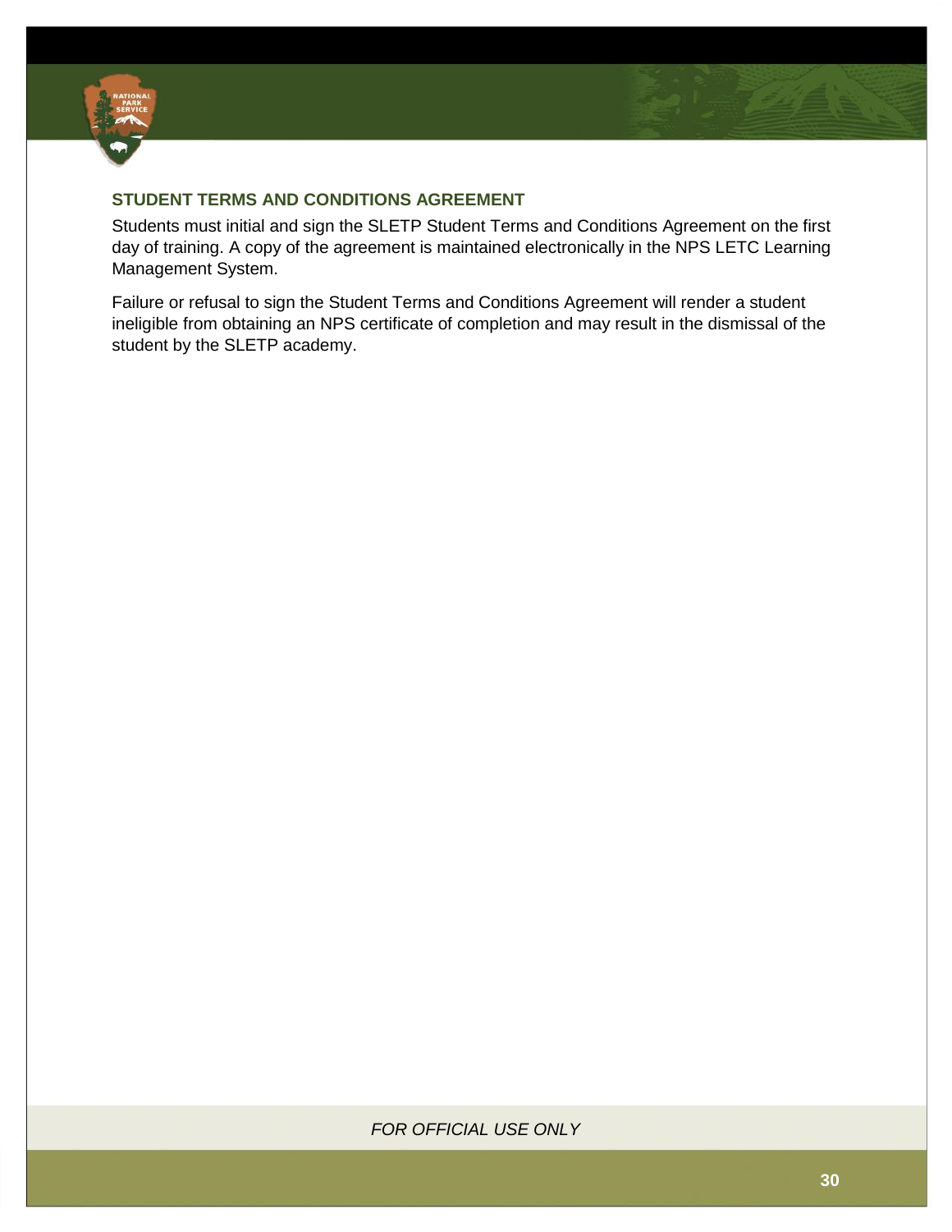### STUDENT TERMS AND CONDITIONS AGREEMENT

Students must initial and sign the SLETP Student Terms and Conditions Agreement on the first day of training. A copy of the agreement is maintained electronically in the NPS LETC Learning Management System.

Failure or refusal to sign the Student Terms and Conditions Agreement will render a student ineligible from obtaining an NPS certificate of completion and may result in the dismissal of the student by the SLETP academy.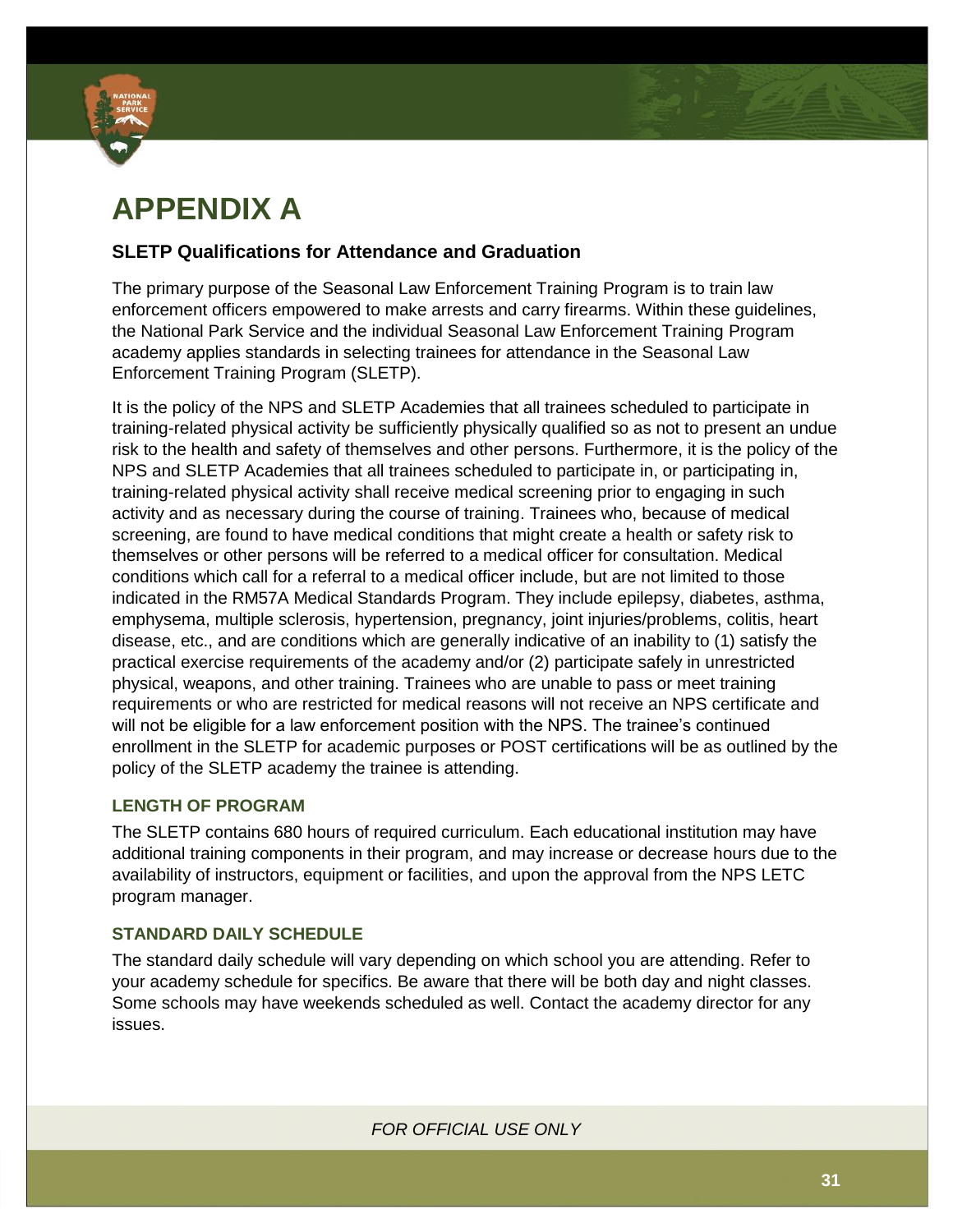# APPENDIX A

**SLETP Qualifications for Attendance and Graduation**

The primary purpose of the Seasonal Law Enforcement Training Program is to train law enforcement officers empowered to make arrests and carry firearms. Within these guidelines, the National Park Service and the individual Seasonal Law Enforcement Training Program academy applies standards in selecting trainees for attendance in the Seasonal Law Enforcement Training Program (SLETP).

It is the policy of the NPS and SLETP Academies that all trainees scheduled to participate in training-related physical activity be sufficiently physically qualified so as not to present an undue risk to the health and safety of themselves and other persons. Furthermore, it is the policy of the NPS and SLETP Academies that all trainees scheduled to participate in, or participating in, training-related physical activity shall receive medical screening prior to engaging in such activity and as necessary during the course of training. Trainees who, because of medical screening, are found to have medical conditions that might create a health or safety risk to themselves or other persons will be referred to a medical officer for consultation. Medical conditions which call for a referral to a medical officer include, but are not limited to those indicated in the RM57A Medical Standards Program. They include epilepsy, diabetes, asthma, emphysema, multiple sclerosis, hypertension, pregnancy, joint injuries/problems, colitis, heart disease, etc., and are conditions which are generally indicative of an inability to (1) satisfy the practical exercise requirements of the academy and/or (2) participate safely in unrestricted physical, weapons, and other training. Trainees who are unable to pass or meet training requirements or who are restricted for medical reasons will not receive an NPS certificate and will not be eligible for a law enforcement position with the NPS. The trainee's continued enrollment in the SLETP for academic purposes or POST certifications will be as outlined by the policy of the SLETP academy the trainee is attending.

### LENGTH OF PROGRAM

The SLETP contains 680 hours of required curriculum. Each educational institution may have additional training components in their program, and may increase or decrease hours due to the availability of instructors, equipment or facilities, and upon the approval from the NPS LETC program manager.

### STANDARD DAILY SCHEDULE

The standard daily schedule will vary depending on which school you are attending. Refer to your academy schedule for specifics. Be aware that there will be both day and night classes. Some schools may have weekends scheduled as well. Contact the academy director for any issues.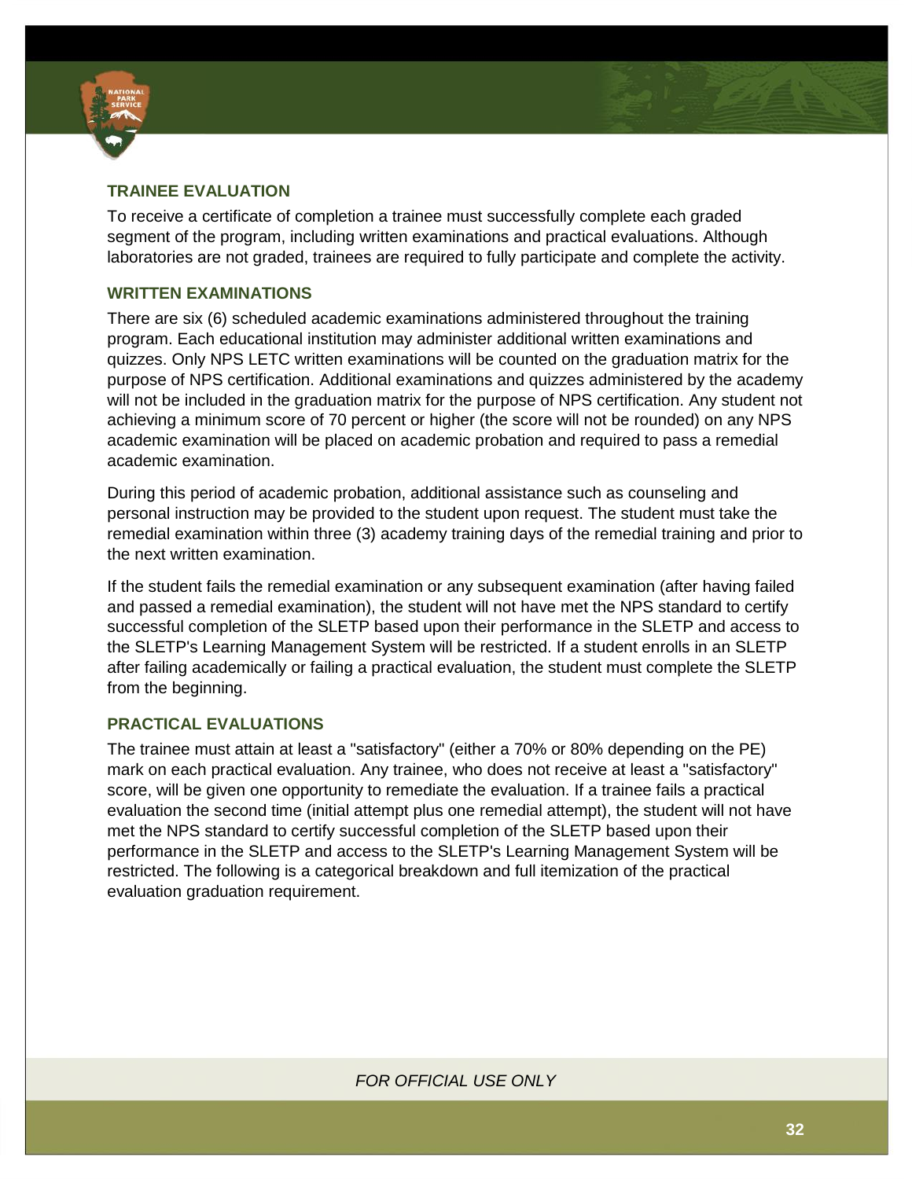## TRAINEE EVALUATION

To receive a certificate of completion a trainee must successfully complete each graded segment of the program, including written examinations and practical evaluations. Although laboratories are not graded, trainees are required to fully participate and complete the activity.

## WRITTEN EXAMINATIONS

There are six (6) scheduled academic examinations administered throughout the training program. Each educational institution may administer additional written examinations and quizzes. Only NPS LETC written examinations will be counted on the graduation matrix for the purpose of NPS certification. Additional examinations and quizzes administered by the academy will not be included in the graduation matrix for the purpose of NPS certification. Any student not achieving a minimum score of 70 percent or higher (the score will not be rounded) on any NPS academic examination will be placed on academic probation and required to pass a remedial academic examination.

During this period of academic probation, additional assistance such as counseling and personal instruction may be provided to the student upon request. The student must take the remedial examination within three (3) academy training days of the remedial training and prior to the next written examination.

If the student fails the remedial examination or any subsequent examination (after having failed and passed a remedial examination), the student will not have met the NPS standard to certify successful completion of the SLETP based upon their performance in the SLETP and access to the SLETP's Learning Management System will be restricted. If a student enrolls in an SLETP after failing academically or failing a practical evaluation, the student must complete the SLETP from the beginning.

## PRACTICAL EVALUATIONS

The trainee must attain at least a "satisfactory" (either a 70% or 80% depending on the PE) mark on each practical evaluation. Any trainee, who does not receive at least a "satisfactory" score, will be given one opportunity to remediate the evaluation. If a trainee fails a practical evaluation the second time (initial attempt plus one remedial attempt), the student will not have met the NPS standard to certify successful completion of the SLETP based upon their performance in the SLETP and access to the SLETP's Learning Management System will be restricted. The following is a categorical breakdown and full itemization of the practical evaluation graduation requirement.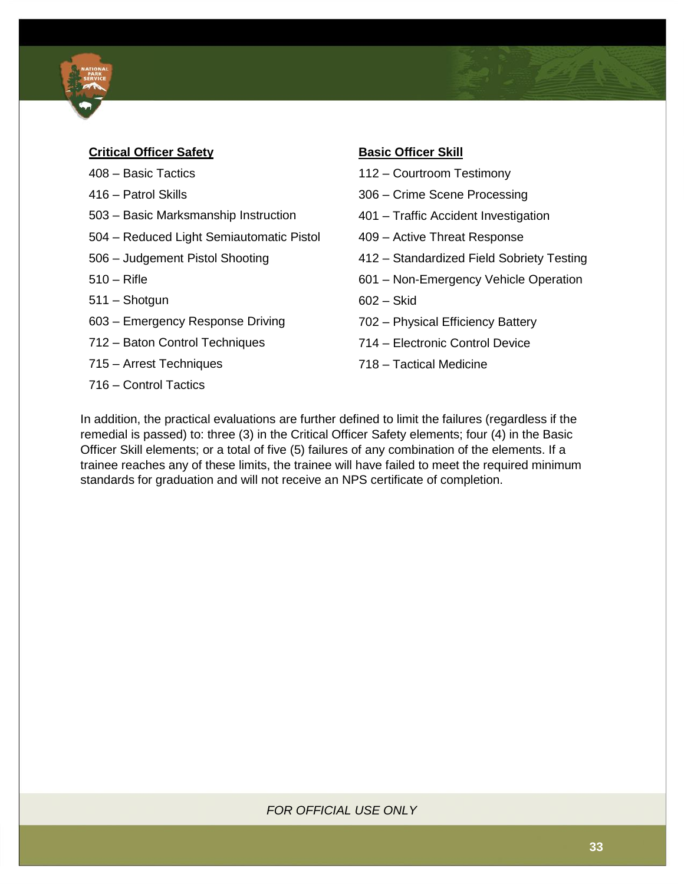**Critical Officer Safety**

408 – Basic Tactics

416 – Patrol Skills

503 – Basic Marksmanship Instruction

504 – Reduced Light Semiautomatic Pistol

506 – Judgement Pistol Shooting

510 – Rifle

511 – Shotgun

603 – Emergency Response Driving

712 – Baton Control Techniques

715 – Arrest Techniques

716 – Control Tactics

**Basic Officer Skill**

112 – Courtroom Testimony

306 – Crime Scene Processing

401 – Traffic Accident Investigation

409 – Active Threat Response

412 – Standardized Field Sobriety Testing

601 – Non-Emergency Vehicle Operation

602 – Skid

702 – Physical Efficiency Battery

714 – Electronic Control Device

718 – Tactical Medicine

In addition, the practical evaluations are further defined to limit the failures (regardless if the remedial is passed) to: three (3) in the Critical Officer Safety elements; four (4) in the Basic Officer Skill elements; or a total of five (5) failures of any combination of the elements. If a trainee reaches any of these limits, the trainee will have failed to meet the required minimum standards for graduation and will not receive an NPS certificate of completion.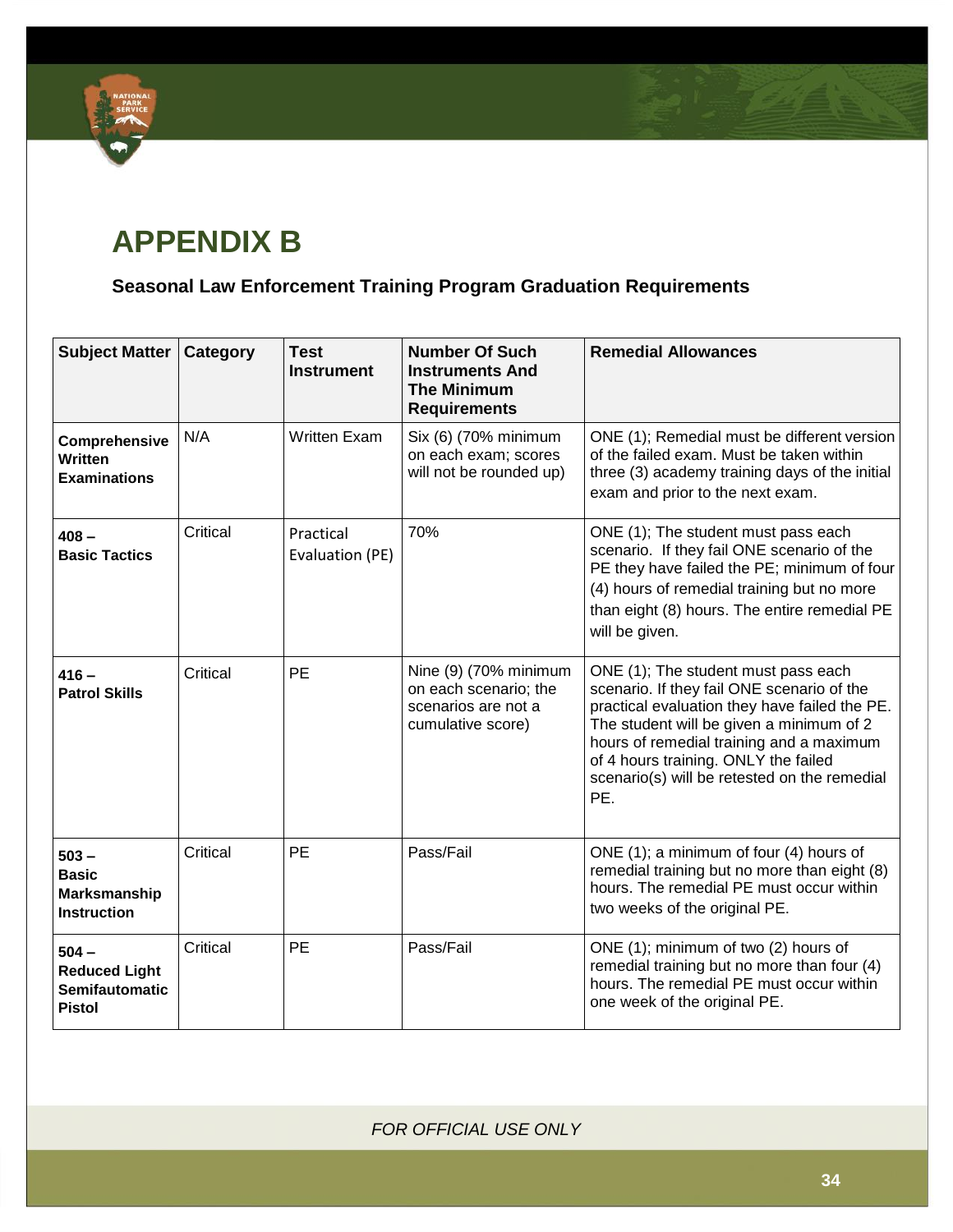# APPENDIX B

### Seasonal Law Enforcement Training Program Graduation Requirements

| Subject Matter | Category | Test Instrument | Number Of Such Instruments And The Minimum Requirements | Remedial Allowances |
|---|---|---|---|---|
| **Comprehensive Written Examinations** | N/A | Written Exam | Six (6) (70% minimum on each exam; scores will not be rounded up) | ONE (1); Remedial must be different version of the failed exam. Must be taken within three (3) academy training days of the initial exam and prior to the next exam. |
| **408 – Basic Tactics** | Critical | Practical Evaluation (PE) | 70% | ONE (1); The student must pass each scenario. If they fail ONE scenario of the PE they have failed the PE; minimum of four (4) hours of remedial training but no more than eight (8) hours. The entire remedial PE will be given. |
| **416 – Patrol Skills** | Critical | PE | Nine (9) (70% minimum on each scenario; the scenarios are not a cumulative score) | ONE (1); The student must pass each scenario. If they fail ONE scenario of the practical evaluation they have failed the PE. The student will be given a minimum of 2 hours of remedial training and a maximum of 4 hours training. ONLY the failed scenario(s) will be retested on the remedial PE. |
| **503 – Basic Marksmanship Instruction** | Critical | PE | Pass/Fail | ONE (1); a minimum of four (4) hours of remedial training but no more than eight (8) hours. The remedial PE must occur within two weeks of the original PE. |
| **504 – Reduced Light Semifautomatic Pistol** | Critical | PE | Pass/Fail | ONE (1); minimum of two (2) hours of remedial training but no more than four (4) hours. The remedial PE must occur within one week of the original PE. |

*FOR OFFICIAL USE ONLY*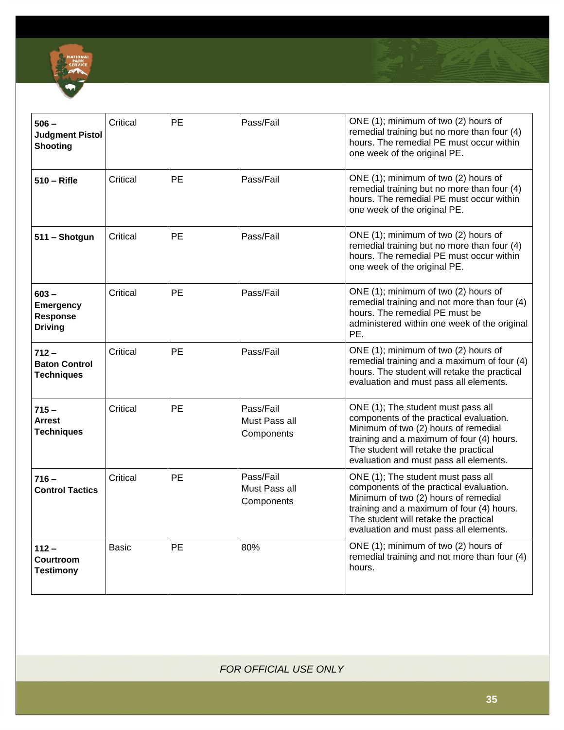| **506 – Judgment Pistol Shooting** | Critical | PE | Pass/Fail | ONE (1); minimum of two (2) hours of remedial training but no more than four (4) hours. The remedial PE must occur within one week of the original PE. |
|---|---|---|---|---|
| **510 – Rifle** | Critical | PE | Pass/Fail | ONE (1); minimum of two (2) hours of remedial training but no more than four (4) hours. The remedial PE must occur within one week of the original PE. |
| **511 – Shotgun** | Critical | PE | Pass/Fail | ONE (1); minimum of two (2) hours of remedial training but no more than four (4) hours. The remedial PE must occur within one week of the original PE. |
| **603 – Emergency Response Driving** | Critical | PE | Pass/Fail | ONE (1); minimum of two (2) hours of remedial training and not more than four (4) hours. The remedial PE must be administered within one week of the original PE. |
| **712 – Baton Control Techniques** | Critical | PE | Pass/Fail | ONE (1); minimum of two (2) hours of remedial training and a maximum of four (4) hours. The student will retake the practical evaluation and must pass all elements. |
| **715 – Arrest Techniques** | Critical | PE | Pass/Fail Must Pass all Components | ONE (1); The student must pass all components of the practical evaluation. Minimum of two (2) hours of remedial training and a maximum of four (4) hours. The student will retake the practical evaluation and must pass all elements. |
| **716 – Control Tactics** | Critical | PE | Pass/Fail Must Pass all Components | ONE (1); The student must pass all components of the practical evaluation. Minimum of two (2) hours of remedial training and a maximum of four (4) hours. The student will retake the practical evaluation and must pass all elements. |
| **112 – Courtroom Testimony** | Basic | PE | 80% | ONE (1); minimum of two (2) hours of remedial training and not more than four (4) hours. |

*FOR OFFICIAL USE ONLY*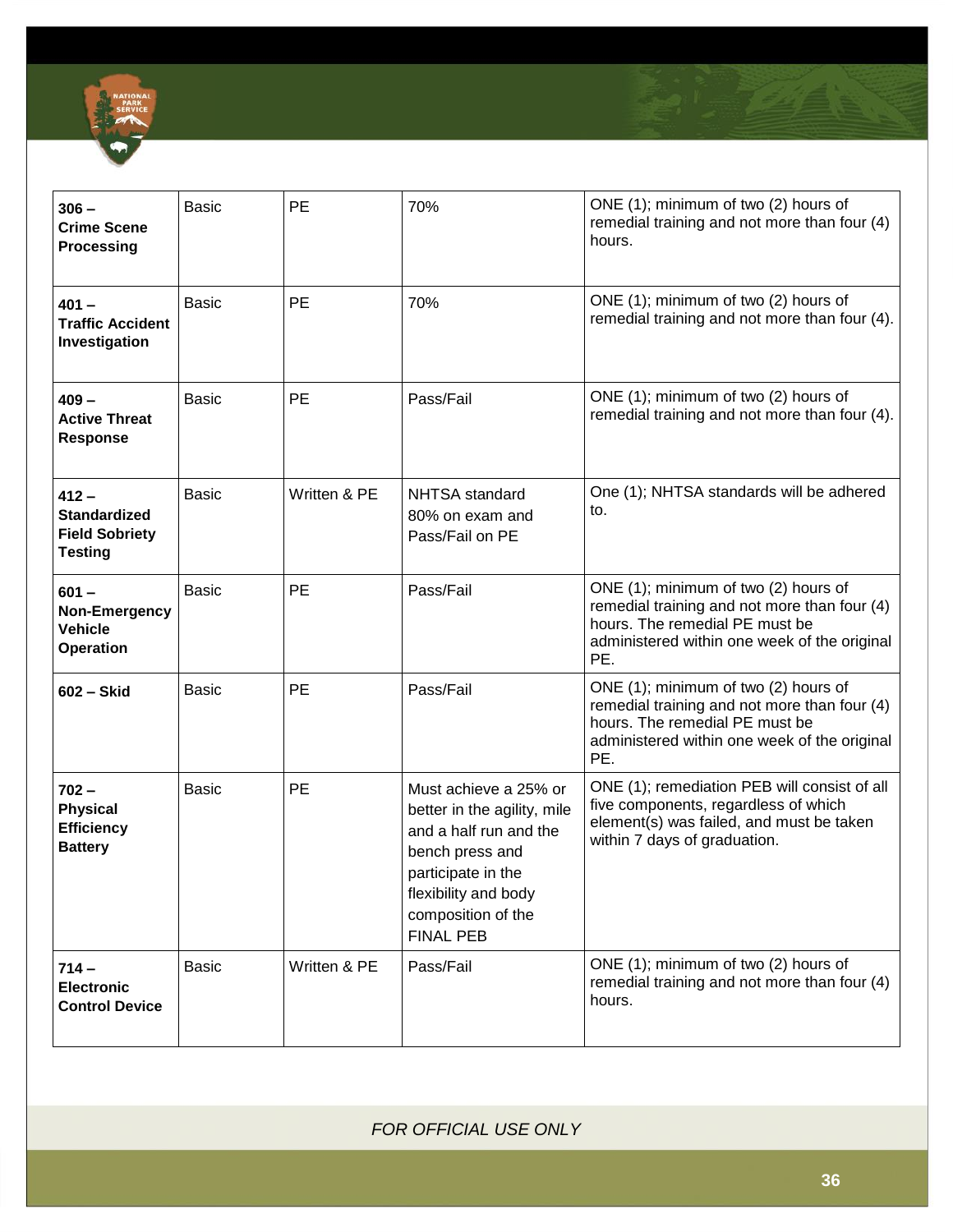| | | | | |
|---|---|---|---|---|
| **306 – Crime Scene Processing** | Basic | PE | 70% | ONE (1); minimum of two (2) hours of remedial training and not more than four (4) hours. |
| **401 – Traffic Accident Investigation** | Basic | PE | 70% | ONE (1); minimum of two (2) hours of remedial training and not more than four (4). |
| **409 – Active Threat Response** | Basic | PE | Pass/Fail | ONE (1); minimum of two (2) hours of remedial training and not more than four (4). |
| **412 – Standardized Field Sobriety Testing** | Basic | Written & PE | NHTSA standard 80% on exam and Pass/Fail on PE | One (1); NHTSA standards will be adhered to. |
| **601 – Non-Emergency Vehicle Operation** | Basic | PE | Pass/Fail | ONE (1); minimum of two (2) hours of remedial training and not more than four (4) hours. The remedial PE must be administered within one week of the original PE. |
| **602 – Skid** | Basic | PE | Pass/Fail | ONE (1); minimum of two (2) hours of remedial training and not more than four (4) hours. The remedial PE must be administered within one week of the original PE. |
| **702 – Physical Efficiency Battery** | Basic | PE | Must achieve a 25% or better in the agility, mile and a half run and the bench press and participate in the flexibility and body composition of the FINAL PEB | ONE (1); remediation PEB will consist of all five components, regardless of which element(s) was failed, and must be taken within 7 days of graduation. |
| **714 – Electronic Control Device** | Basic | Written & PE | Pass/Fail | ONE (1); minimum of two (2) hours of remedial training and not more than four (4) hours. |

*FOR OFFICIAL USE ONLY*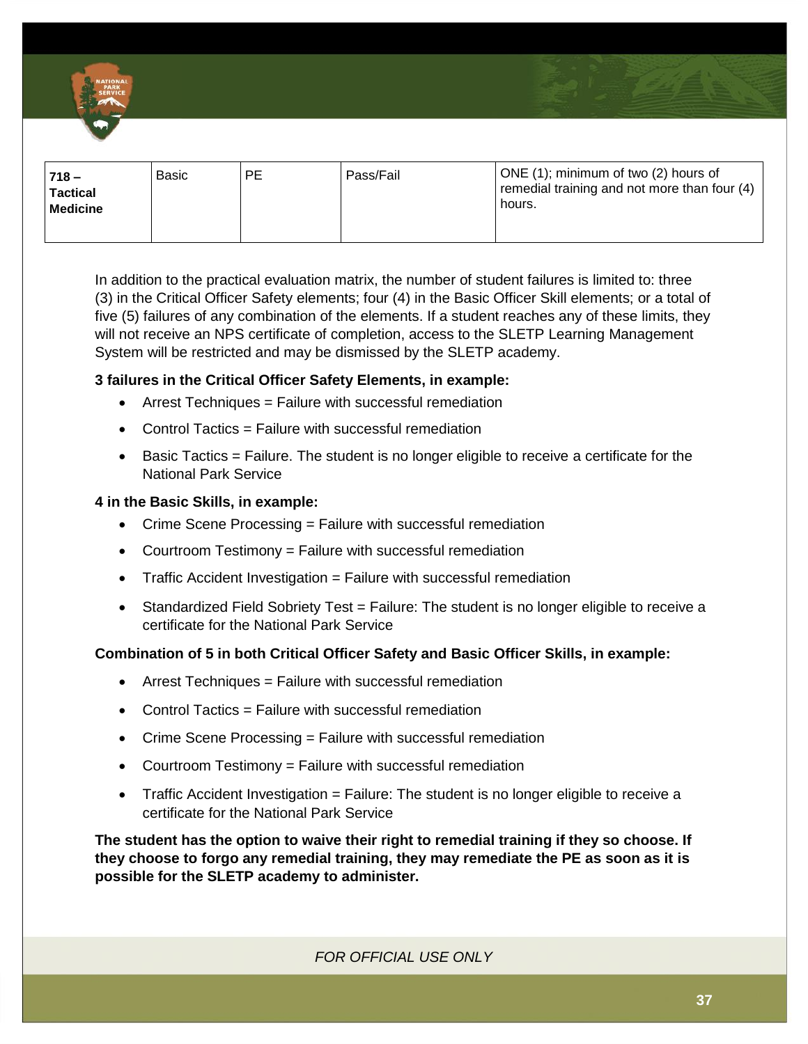| 718 – Tactical Medicine | Basic | PE | Pass/Fail | ONE (1); minimum of two (2) hours of remedial training and not more than four (4) hours. |
|---|---|---|---|---|

In addition to the practical evaluation matrix, the number of student failures is limited to: three (3) in the Critical Officer Safety elements; four (4) in the Basic Officer Skill elements; or a total of five (5) failures of any combination of the elements. If a student reaches any of these limits, they will not receive an NPS certificate of completion, access to the SLETP Learning Management System will be restricted and may be dismissed by the SLETP academy.

**3 failures in the Critical Officer Safety Elements, in example:**

- Arrest Techniques = Failure with successful remediation
- Control Tactics = Failure with successful remediation
- Basic Tactics = Failure. The student is no longer eligible to receive a certificate for the National Park Service

**4 in the Basic Skills, in example:**

- Crime Scene Processing = Failure with successful remediation
- Courtroom Testimony = Failure with successful remediation
- Traffic Accident Investigation = Failure with successful remediation
- Standardized Field Sobriety Test = Failure: The student is no longer eligible to receive a certificate for the National Park Service

**Combination of 5 in both Critical Officer Safety and Basic Officer Skills, in example:**

- Arrest Techniques = Failure with successful remediation
- Control Tactics = Failure with successful remediation
- Crime Scene Processing = Failure with successful remediation
- Courtroom Testimony = Failure with successful remediation
- Traffic Accident Investigation = Failure: The student is no longer eligible to receive a certificate for the National Park Service

**The student has the option to waive their right to remedial training if they so choose. If they choose to forgo any remedial training, they may remediate the PE as soon as it is possible for the SLETP academy to administer.**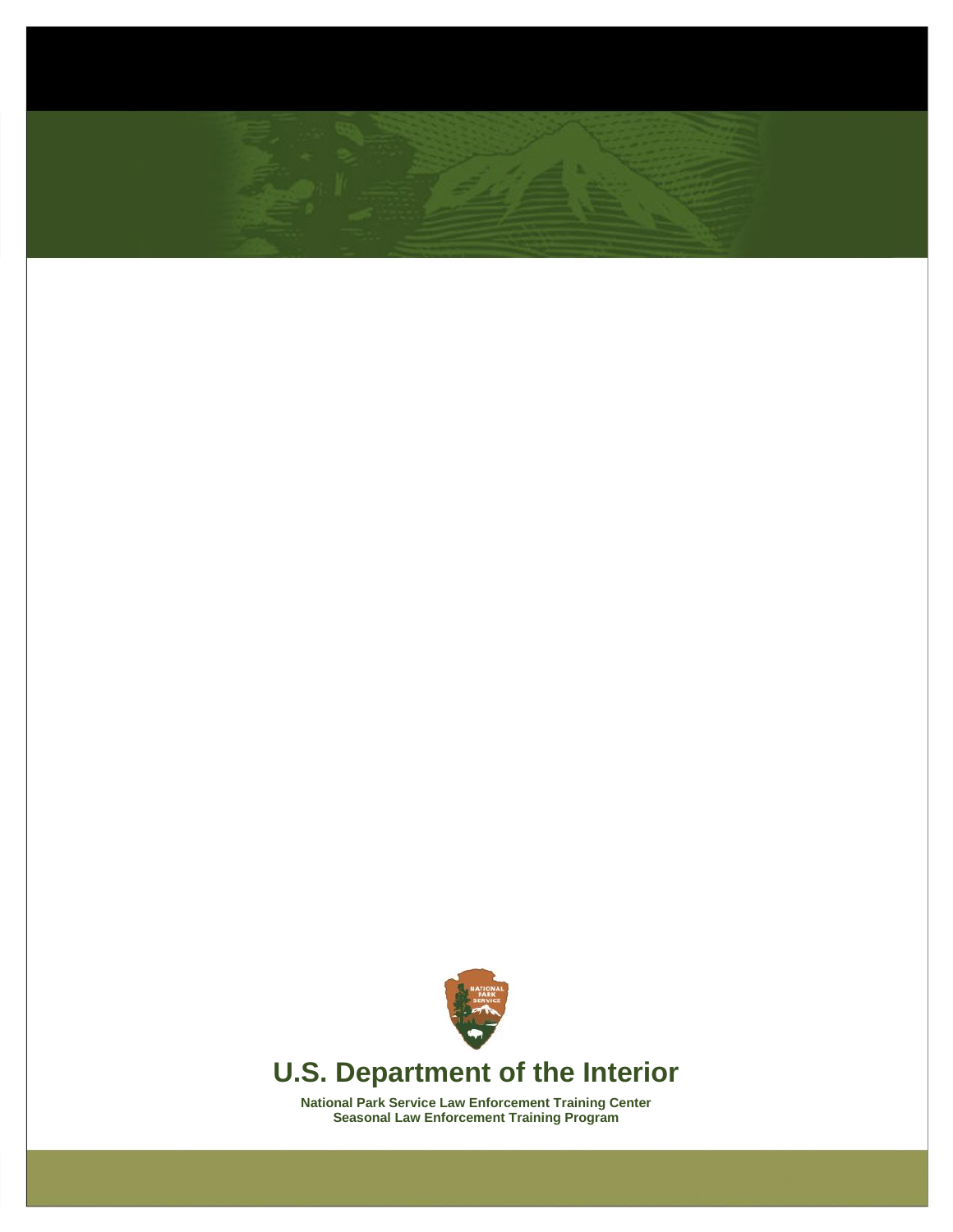# U.S. Department of the Interior

**National Park Service Law Enforcement Training Center**
**Seasonal Law Enforcement Training Program**